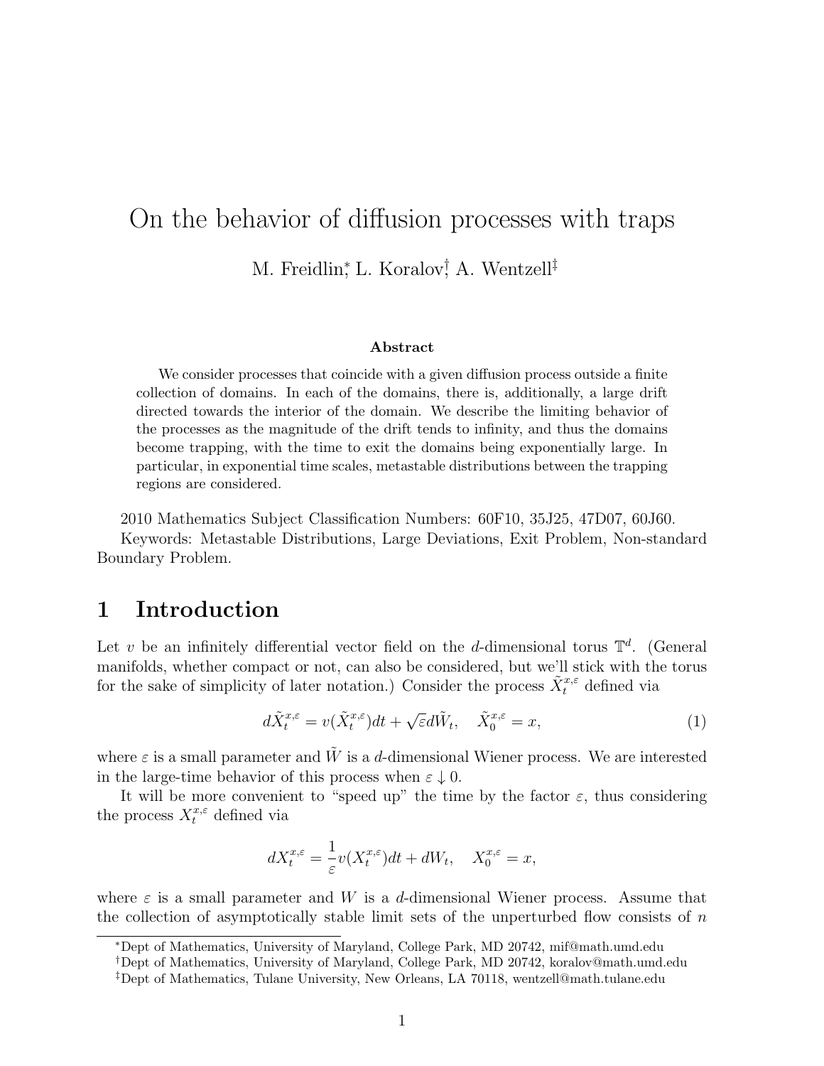# On the behavior of diffusion processes with traps

M. Freidlin[*], L. Koralov[†], A. Wentzell[‡]

### Abstract

We consider processes that coincide with a given diffusion process outside a finite collection of domains. In each of the domains, there is, additionally, a large drift directed towards the interior of the domain. We describe the limiting behavior of the processes as the magnitude of the drift tends to infinity, and thus the domains become trapping, with the time to exit the domains being exponentially large. In particular, in exponential time scales, metastable distributions between the trapping regions are considered.

2010 Mathematics Subject Classification Numbers: 60F10, 35J25, 47D07, 60J60.

Keywords: Metastable Distributions, Large Deviations, Exit Problem, Non-standard Boundary Problem.

## 1 Introduction

Let $v$ be an infinitely differential vector field on the $d$-dimensional torus $\mathbb{T}^d$. (General manifolds, whether compact or not, can also be considered, but we'll stick with the torus for the sake of simplicity of later notation.) Consider the process $\tilde{X}_t^{x,\varepsilon}$ defined via

$$d\tilde{X}_t^{x,\varepsilon} = v(\tilde{X}_t^{x,\varepsilon})dt + \sqrt{\varepsilon}d\tilde{W}_t, \quad \tilde{X}_0^{x,\varepsilon} = x, \tag{1}$$

where $\varepsilon$ is a small parameter and $\tilde{W}$ is a $d$-dimensional Wiener process. We are interested in the large-time behavior of this process when $\varepsilon \downarrow 0$.

It will be more convenient to "speed up" the time by the factor $\varepsilon$, thus considering the process $X_t^{x,\varepsilon}$ defined via

$$dX_t^{x,\varepsilon} = \frac{1}{\varepsilon}v(X_t^{x,\varepsilon})dt + dW_t, \quad X_0^{x,\varepsilon} = x,$$

where $\varepsilon$ is a small parameter and $W$ is a $d$-dimensional Wiener process. Assume that the collection of asymptotically stable limit sets of the unperturbed flow consists of $n$

[*] Dept of Mathematics, University of Maryland, College Park, MD 20742, mif@math.umd.edu

[†] Dept of Mathematics, University of Maryland, College Park, MD 20742, koralov@math.umd.edu

[‡] Dept of Mathematics, Tulane University, New Orleans, LA 70118, wentzell@math.tulane.edu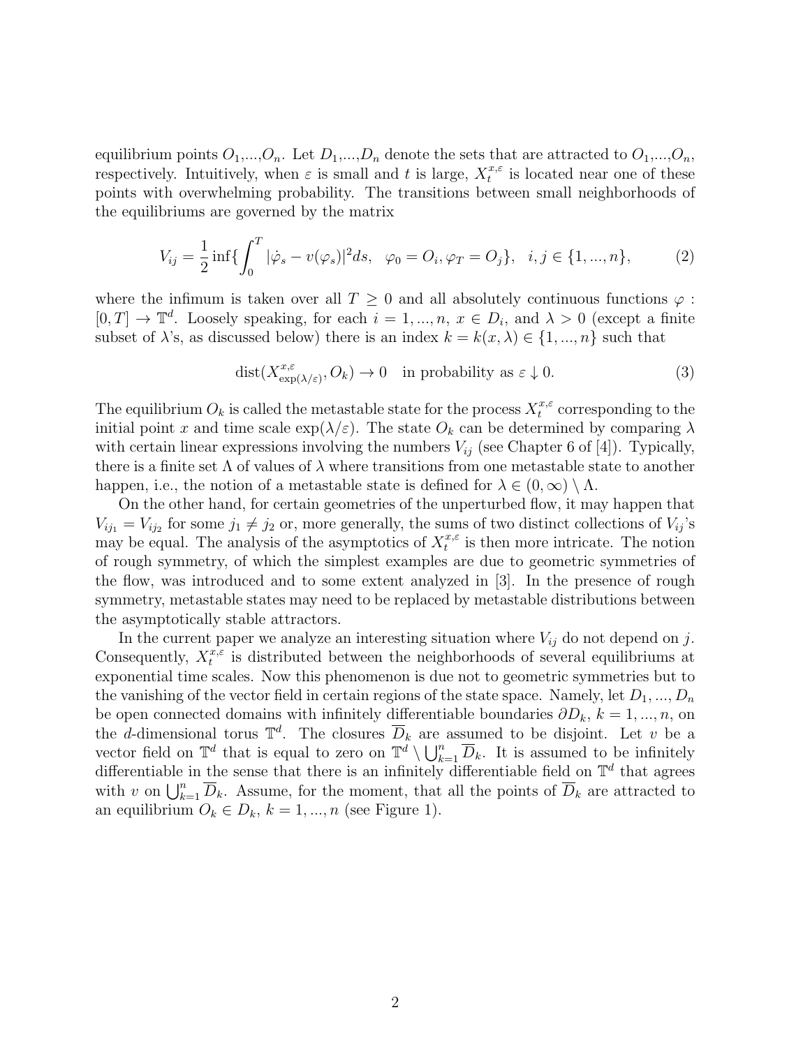equilibrium points $O_1$,...,$O_n$. Let $D_1$,...,$D_n$ denote the sets that are attracted to $O_1$,...,$O_n$, respectively. Intuitively, when $\varepsilon$ is small and $t$ is large, $X_t^{x,\varepsilon}$ is located near one of these points with overwhelming probability. The transitions between small neighborhoods of the equilibriums are governed by the matrix

$$V_{ij} = \frac{1}{2}\inf\{\int_0^T |\dot{\varphi}_s - v(\varphi_s)|^2 ds, \quad \varphi_0 = O_i, \varphi_T = O_j\}, \quad i,j \in \{1,...,n\}, \tag{2}$$

where the infimum is taken over all $T \geq 0$ and all absolutely continuous functions $\varphi : [0,T] \to \mathbb{T}^d$. Loosely speaking, for each $i = 1,...,n$, $x \in D_i$, and $\lambda > 0$ (except a finite subset of $\lambda$'s, as discussed below) there is an index $k = k(x,\lambda) \in \{1,...,n\}$ such that

$$\mathrm{dist}(X^{x,\varepsilon}_{\exp(\lambda/\varepsilon)}, O_k) \to 0 \quad \text{in probability as } \varepsilon \downarrow 0. \tag{3}$$

The equilibrium $O_k$ is called the metastable state for the process $X_t^{x,\varepsilon}$ corresponding to the initial point $x$ and time scale $\exp(\lambda/\varepsilon)$. The state $O_k$ can be determined by comparing $\lambda$ with certain linear expressions involving the numbers $V_{ij}$ (see Chapter 6 of [4]). Typically, there is a finite set $\Lambda$ of values of $\lambda$ where transitions from one metastable state to another happen, i.e., the notion of a metastable state is defined for $\lambda \in (0,\infty) \setminus \Lambda$.

On the other hand, for certain geometries of the unperturbed flow, it may happen that $V_{ij_1} = V_{ij_2}$ for some $j_1 \neq j_2$ or, more generally, the sums of two distinct collections of $V_{ij}$'s may be equal. The analysis of the asymptotics of $X_t^{x,\varepsilon}$ is then more intricate. The notion of rough symmetry, of which the simplest examples are due to geometric symmetries of the flow, was introduced and to some extent analyzed in [3]. In the presence of rough symmetry, metastable states may need to be replaced by metastable distributions between the asymptotically stable attractors.

In the current paper we analyze an interesting situation where $V_{ij}$ do not depend on $j$. Consequently, $X_t^{x,\varepsilon}$ is distributed between the neighborhoods of several equilibriums at exponential time scales. Now this phenomenon is due not to geometric symmetries but to the vanishing of the vector field in certain regions of the state space. Namely, let $D_1,...,D_n$ be open connected domains with infinitely differentiable boundaries $\partial D_k$, $k = 1,...,n$, on the $d$-dimensional torus $\mathbb{T}^d$. The closures $\overline{D}_k$ are assumed to be disjoint. Let $v$ be a vector field on $\mathbb{T}^d$ that is equal to zero on $\mathbb{T}^d \setminus \bigcup_{k=1}^n \overline{D}_k$. It is assumed to be infinitely differentiable in the sense that there is an infinitely differentiable field on $\mathbb{T}^d$ that agrees with $v$ on $\bigcup_{k=1}^n \overline{D}_k$. Assume, for the moment, that all the points of $\overline{D}_k$ are attracted to an equilibrium $O_k \in D_k$, $k = 1,...,n$ (see Figure 1).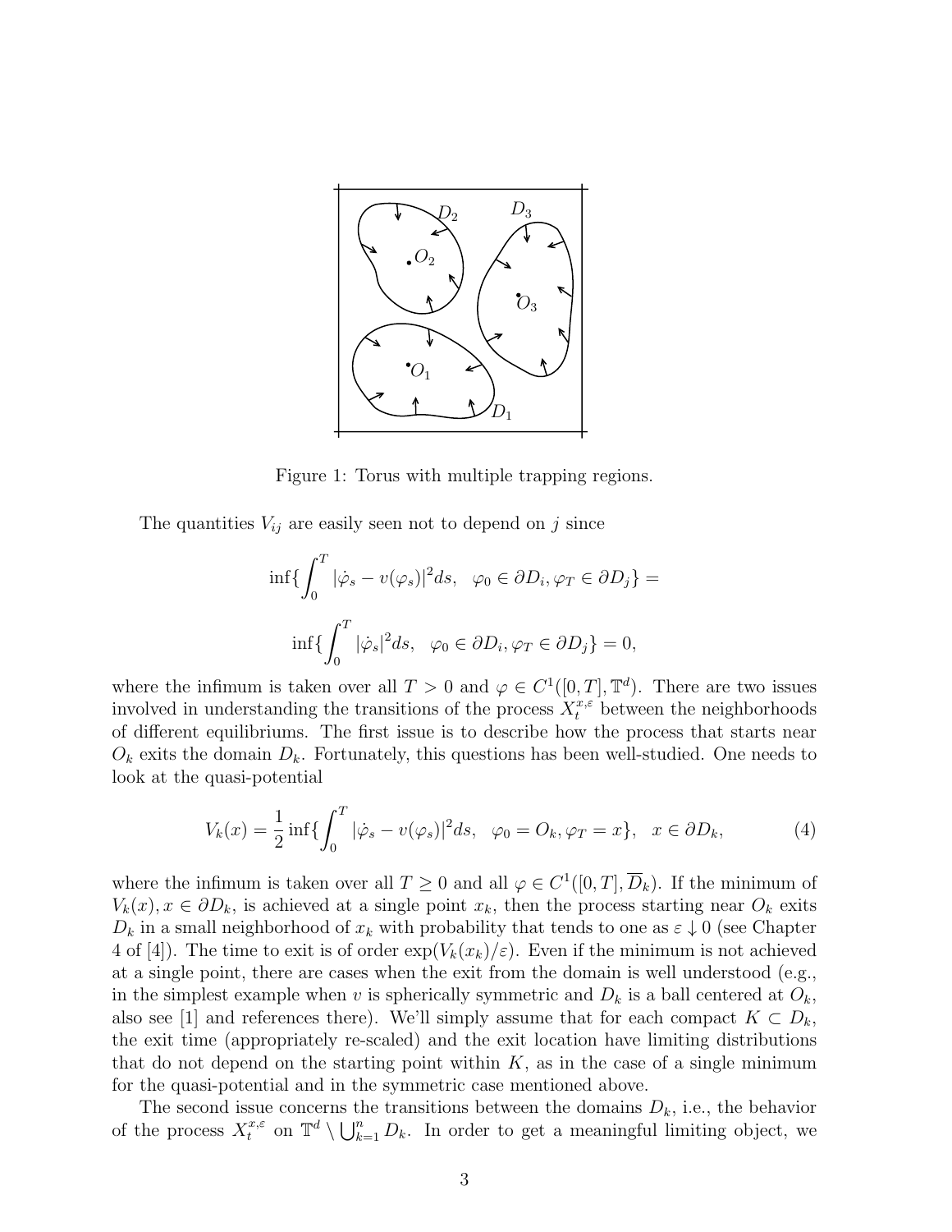Figure 1: Torus with multiple trapping regions.

The quantities $V_{ij}$ are easily seen not to depend on $j$ since

$$\inf\{\int_0^T |\dot{\varphi}_s - v(\varphi_s)|^2 ds, \quad \varphi_0 \in \partial D_i, \varphi_T \in \partial D_j\} =$$

$$\inf\{\int_0^T |\dot{\varphi}_s|^2 ds, \quad \varphi_0 \in \partial D_i, \varphi_T \in \partial D_j\} = 0,$$

where the infimum is taken over all $T > 0$ and $\varphi \in C^1([0,T], \mathbb{T}^d)$. There are two issues involved in understanding the transitions of the process $X_t^{x,\varepsilon}$ between the neighborhoods of different equilibriums. The first issue is to describe how the process that starts near $O_k$ exits the domain $D_k$. Fortunately, this questions has been well-studied. One needs to look at the quasi-potential

$$V_k(x) = \frac{1}{2} \inf\{\int_0^T |\dot{\varphi}_s - v(\varphi_s)|^2 ds, \quad \varphi_0 = O_k, \varphi_T = x\}, \quad x \in \partial D_k, \tag{4}$$

where the infimum is taken over all $T \geq 0$ and all $\varphi \in C^1([0,T], \overline{D}_k)$. If the minimum of $V_k(x), x \in \partial D_k$, is achieved at a single point $x_k$, then the process starting near $O_k$ exits $D_k$ in a small neighborhood of $x_k$ with probability that tends to one as $\varepsilon \downarrow 0$ (see Chapter 4 of [4]). The time to exit is of order $\exp(V_k(x_k)/\varepsilon)$. Even if the minimum is not achieved at a single point, there are cases when the exit from the domain is well understood (e.g., in the simplest example when $v$ is spherically symmetric and $D_k$ is a ball centered at $O_k$, also see [1] and references there). We'll simply assume that for each compact $K \subset D_k$, the exit time (appropriately re-scaled) and the exit location have limiting distributions that do not depend on the starting point within $K$, as in the case of a single minimum for the quasi-potential and in the symmetric case mentioned above.

The second issue concerns the transitions between the domains $D_k$, i.e., the behavior of the process $X_t^{x,\varepsilon}$ on $\mathbb{T}^d \setminus \bigcup_{k=1}^n D_k$. In order to get a meaningful limiting object, we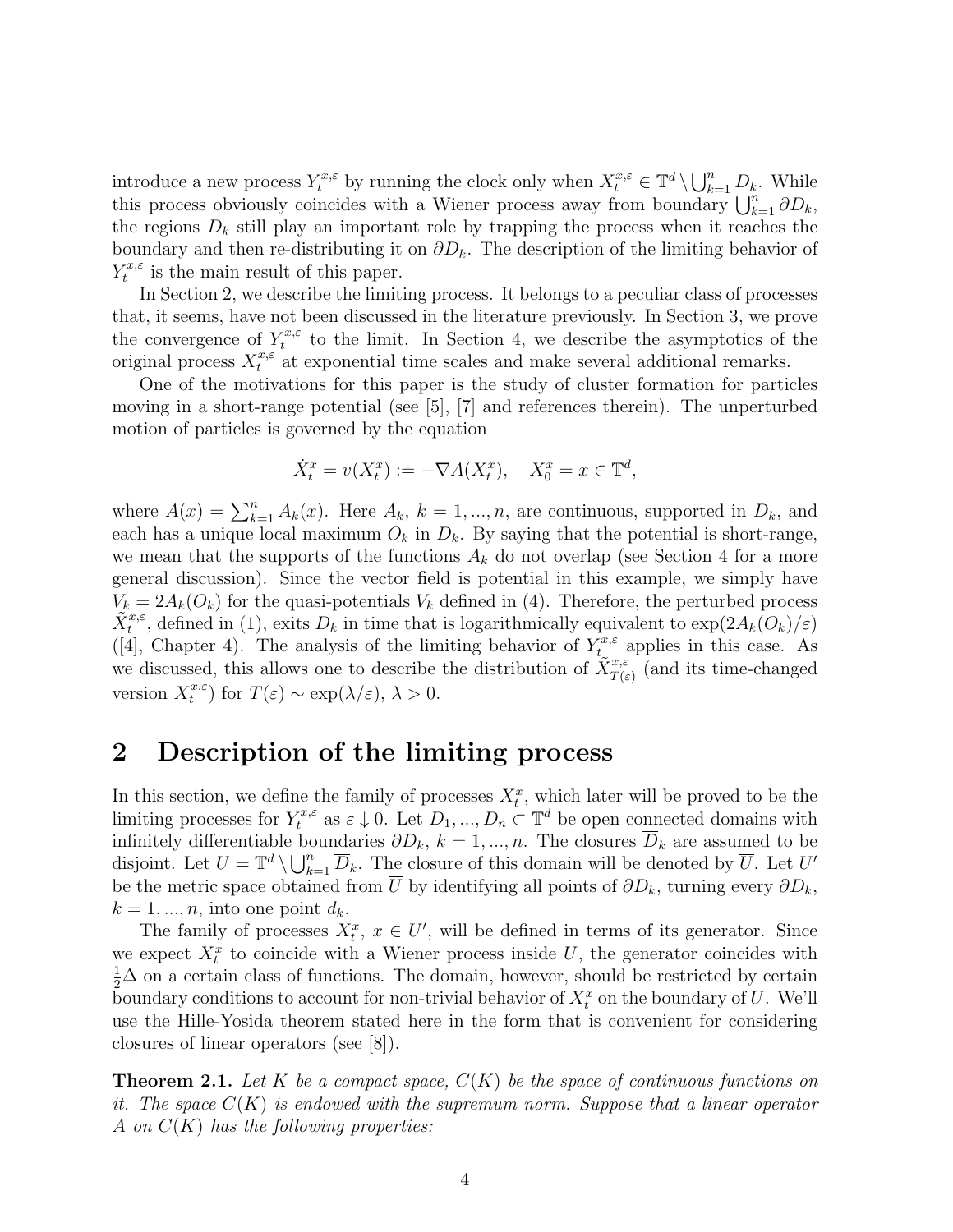introduce a new process $Y_t^{x,\varepsilon}$ by running the clock only when $X_t^{x,\varepsilon} \in \mathbb{T}^d \setminus \bigcup_{k=1}^n D_k$. While this process obviously coincides with a Wiener process away from boundary $\bigcup_{k=1}^n \partial D_k$, the regions $D_k$ still play an important role by trapping the process when it reaches the boundary and then re-distributing it on $\partial D_k$. The description of the limiting behavior of $Y_t^{x,\varepsilon}$ is the main result of this paper.

In Section 2, we describe the limiting process. It belongs to a peculiar class of processes that, it seems, have not been discussed in the literature previously. In Section 3, we prove the convergence of $Y_t^{x,\varepsilon}$ to the limit. In Section 4, we describe the asymptotics of the original process $X_t^{x,\varepsilon}$ at exponential time scales and make several additional remarks.

One of the motivations for this paper is the study of cluster formation for particles moving in a short-range potential (see [5], [7] and references therein). The unperturbed motion of particles is governed by the equation

$$\dot{X}_t^x = v(X_t^x) := -\nabla A(X_t^x), \quad X_0^x = x \in \mathbb{T}^d,$$

where $A(x) = \sum_{k=1}^n A_k(x)$. Here $A_k$, $k = 1, ..., n$, are continuous, supported in $D_k$, and each has a unique local maximum $O_k$ in $D_k$. By saying that the potential is short-range, we mean that the supports of the functions $A_k$ do not overlap (see Section 4 for a more general discussion). Since the vector field is potential in this example, we simply have $V_k = 2A_k(O_k)$ for the quasi-potentials $V_k$ defined in (4). Therefore, the perturbed process $\tilde{X}_t^{x,\varepsilon}$, defined in (1), exits $D_k$ in time that is logarithmically equivalent to $\exp(2A_k(O_k)/\varepsilon)$ ([4], Chapter 4). The analysis of the limiting behavior of $Y_t^{x,\varepsilon}$ applies in this case. As we discussed, this allows one to describe the distribution of $\tilde{X}_{T(\varepsilon)}^{x,\varepsilon}$ (and its time-changed version $X_t^{x,\varepsilon}$) for $T(\varepsilon) \sim \exp(\lambda/\varepsilon)$, $\lambda > 0$.

## 2 Description of the limiting process

In this section, we define the family of processes $X_t^x$, which later will be proved to be the limiting processes for $Y_t^{x,\varepsilon}$ as $\varepsilon \downarrow 0$. Let $D_1, ..., D_n \subset \mathbb{T}^d$ be open connected domains with infinitely differentiable boundaries $\partial D_k$, $k = 1, ..., n$. The closures $\overline{D}_k$ are assumed to be disjoint. Let $U = \mathbb{T}^d \setminus \bigcup_{k=1}^n \overline{D}_k$. The closure of this domain will be denoted by $\overline{U}$. Let $U'$ be the metric space obtained from $\overline{U}$ by identifying all points of $\partial D_k$, turning every $\partial D_k$, $k = 1, ..., n$, into one point $d_k$.

The family of processes $X_t^x$, $x \in U'$, will be defined in terms of its generator. Since we expect $X_t^x$ to coincide with a Wiener process inside $U$, the generator coincides with $\frac{1}{2}\Delta$ on a certain class of functions. The domain, however, should be restricted by certain boundary conditions to account for non-trivial behavior of $X_t^x$ on the boundary of $U$. We'll use the Hille-Yosida theorem stated here in the form that is convenient for considering closures of linear operators (see [8]).

**Theorem 2.1.** *Let $K$ be a compact space, $C(K)$ be the space of continuous functions on it. The space $C(K)$ is endowed with the supremum norm. Suppose that a linear operator $A$ on $C(K)$ has the following properties:*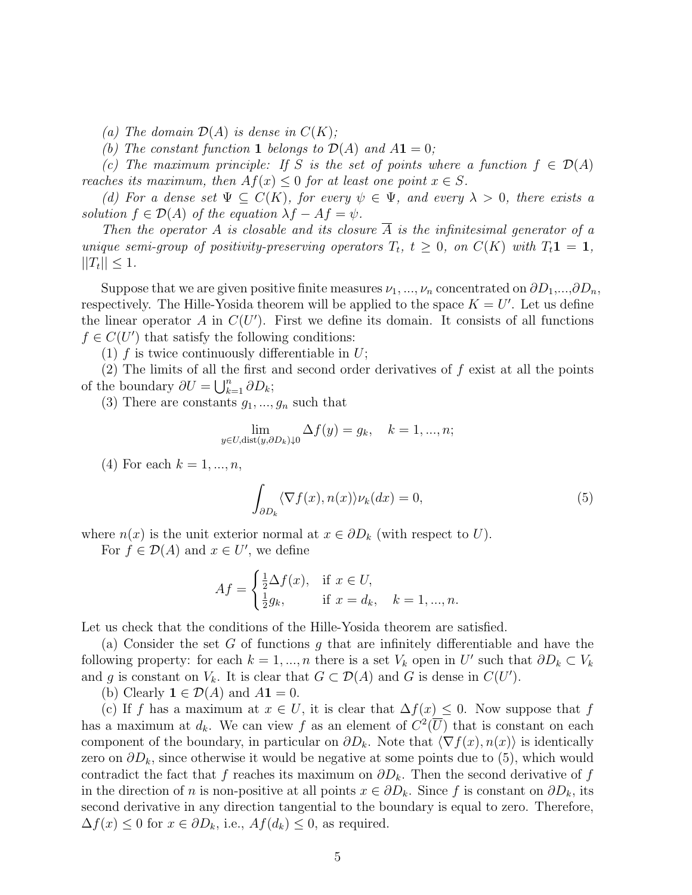*(a) The domain $\mathcal{D}(A)$ is dense in $C(K)$;*

*(b) The constant function $\mathbf{1}$ belongs to $\mathcal{D}(A)$ and $A\mathbf{1} = 0$;*

*(c) The maximum principle: If $S$ is the set of points where a function $f \in \mathcal{D}(A)$ reaches its maximum, then $Af(x) \leq 0$ for at least one point $x \in S$.*

*(d) For a dense set $\Psi \subseteq C(K)$, for every $\psi \in \Psi$, and every $\lambda > 0$, there exists a solution $f \in \mathcal{D}(A)$ of the equation $\lambda f - Af = \psi$.*

*Then the operator $A$ is closable and its closure $\overline{A}$ is the infinitesimal generator of a unique semi-group of positivity-preserving operators $T_t$, $t \geq 0$, on $C(K)$ with $T_t\mathbf{1} = \mathbf{1}$, $||T_t|| \leq 1$.*

Suppose that we are given positive finite measures $\nu_1, ..., \nu_n$ concentrated on $\partial D_1$,...,$\partial D_n$, respectively. The Hille-Yosida theorem will be applied to the space $K = U'$. Let us define the linear operator $A$ in $C(U')$. First we define its domain. It consists of all functions $f \in C(U')$ that satisfy the following conditions:

(1) $f$ is twice continuously differentiable in $U$;

(2) The limits of all the first and second order derivatives of $f$ exist at all the points of the boundary $\partial U = \bigcup_{k=1}^n \partial D_k$;

(3) There are constants $g_1, ..., g_n$ such that

$$\lim_{y \in U, \mathrm{dist}(y, \partial D_k) \downarrow 0} \Delta f(y) = g_k, \quad k = 1, ..., n;$$

(4) For each $k = 1, ..., n$,

$$\int_{\partial D_k} \langle \nabla f(x), n(x) \rangle \nu_k(dx) = 0, \tag{5}$$

where $n(x)$ is the unit exterior normal at $x \in \partial D_k$ (with respect to $U$).

For $f \in \mathcal{D}(A)$ and $x \in U'$, we define

$$Af = \begin{cases} \frac{1}{2}\Delta f(x), & \text{if } x \in U, \\ \frac{1}{2} g_k, & \text{if } x = d_k, \quad k = 1, ..., n. \end{cases}$$

Let us check that the conditions of the Hille-Yosida theorem are satisfied.

(a) Consider the set $G$ of functions $g$ that are infinitely differentiable and have the following property: for each $k = 1, ..., n$ there is a set $V_k$ open in $U'$ such that $\partial D_k \subset V_k$ and $g$ is constant on $V_k$. It is clear that $G \subset \mathcal{D}(A)$ and $G$ is dense in $C(U')$.

(b) Clearly $\mathbf{1} \in \mathcal{D}(A)$ and $A\mathbf{1} = 0$.

(c) If $f$ has a maximum at $x \in U$, it is clear that $\Delta f(x) \leq 0$. Now suppose that $f$ has a maximum at $d_k$. We can view $f$ as an element of $C^2(\overline{U})$ that is constant on each component of the boundary, in particular on $\partial D_k$. Note that $\langle \nabla f(x), n(x) \rangle$ is identically zero on $\partial D_k$, since otherwise it would be negative at some points due to (5), which would contradict the fact that $f$ reaches its maximum on $\partial D_k$. Then the second derivative of $f$ in the direction of $n$ is non-positive at all points $x \in \partial D_k$. Since $f$ is constant on $\partial D_k$, its second derivative in any direction tangential to the boundary is equal to zero. Therefore, $\Delta f(x) \leq 0$ for $x \in \partial D_k$, i.e., $Af(d_k) \leq 0$, as required.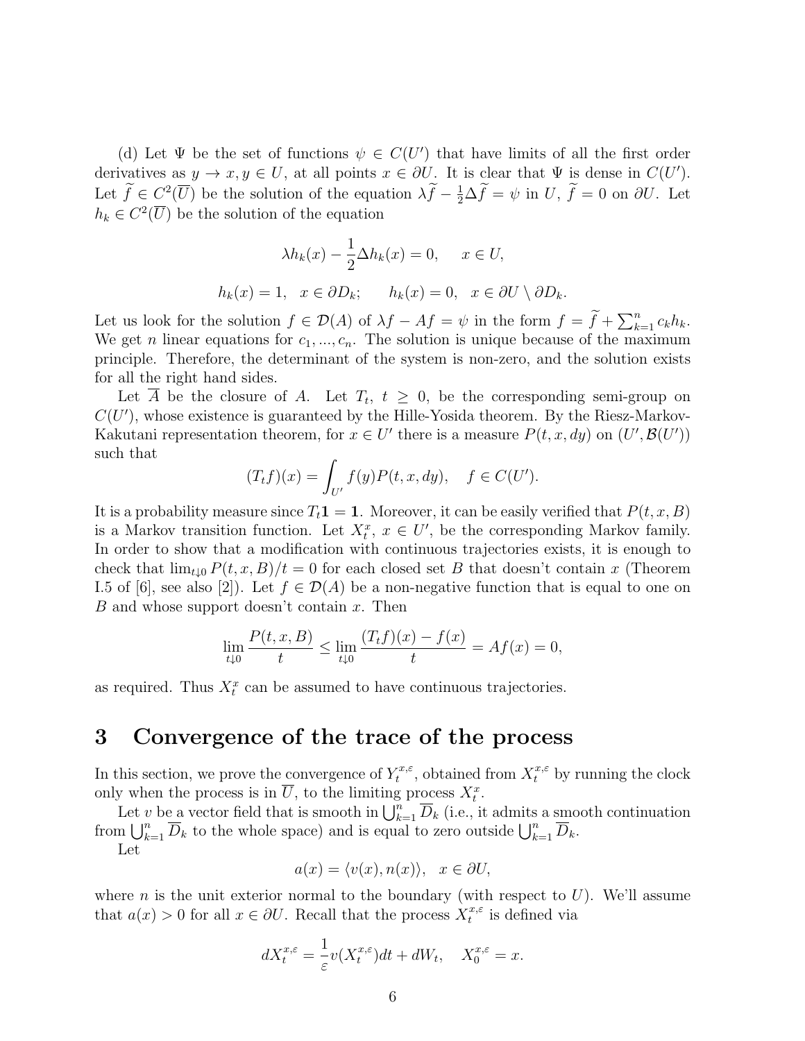(d) Let $\Psi$ be the set of functions $\psi \in C(U')$ that have limits of all the first order derivatives as $y \to x, y \in U$, at all points $x \in \partial U$. It is clear that $\Psi$ is dense in $C(U')$. Let $\widetilde{f} \in C^2(\overline{U})$ be the solution of the equation $\lambda \widetilde{f} - \frac{1}{2}\Delta \widetilde{f} = \psi$ in $U$, $\widetilde{f} = 0$ on $\partial U$. Let $h_k \in C^2(\overline{U})$ be the solution of the equation

$$\lambda h_k(x) - \frac{1}{2}\Delta h_k(x) = 0, \quad x \in U,$$

$$h_k(x) = 1, \quad x \in \partial D_k; \qquad h_k(x) = 0, \quad x \in \partial U \setminus \partial D_k.$$

Let us look for the solution $f \in \mathcal{D}(A)$ of $\lambda f - Af = \psi$ in the form $f = \widetilde{f} + \sum_{k=1}^n c_k h_k$. We get $n$ linear equations for $c_1, ..., c_n$. The solution is unique because of the maximum principle. Therefore, the determinant of the system is non-zero, and the solution exists for all the right hand sides.

Let $\overline{A}$ be the closure of $A$. Let $T_t$, $t \geq 0$, be the corresponding semi-group on $C(U')$, whose existence is guaranteed by the Hille-Yosida theorem. By the Riesz-Markov-Kakutani representation theorem, for $x \in U'$ there is a measure $P(t, x, dy)$ on $(U', \mathcal{B}(U'))$ such that

$$(T_t f)(x) = \int_{U'} f(y) P(t, x, dy), \quad f \in C(U').$$

It is a probability measure since $T_t \mathbf{1} = \mathbf{1}$. Moreover, it can be easily verified that $P(t, x, B)$ is a Markov transition function. Let $X_t^x$, $x \in U'$, be the corresponding Markov family. In order to show that a modification with continuous trajectories exists, it is enough to check that $\lim_{t \downarrow 0} P(t, x, B)/t = 0$ for each closed set $B$ that doesn't contain $x$ (Theorem I.5 of [6], see also [2]). Let $f \in \mathcal{D}(A)$ be a non-negative function that is equal to one on $B$ and whose support doesn't contain $x$. Then

$$\lim_{t \downarrow 0} \frac{P(t, x, B)}{t} \leq \lim_{t \downarrow 0} \frac{(T_t f)(x) - f(x)}{t} = Af(x) = 0,$$

as required. Thus $X_t^x$ can be assumed to have continuous trajectories.

# 3 Convergence of the trace of the process

In this section, we prove the convergence of $Y_t^{x,\varepsilon}$, obtained from $X_t^{x,\varepsilon}$ by running the clock only when the process is in $\overline{U}$, to the limiting process $X_t^x$.

Let $v$ be a vector field that is smooth in $\bigcup_{k=1}^n \overline{D}_k$ (i.e., it admits a smooth continuation from $\bigcup_{k=1}^n \overline{D}_k$ to the whole space) and is equal to zero outside $\bigcup_{k=1}^n \overline{D}_k$.

Let

$$a(x) = \langle v(x), n(x) \rangle, \quad x \in \partial U,$$

where $n$ is the unit exterior normal to the boundary (with respect to $U$). We'll assume that $a(x) > 0$ for all $x \in \partial U$. Recall that the process $X_t^{x,\varepsilon}$ is defined via

$$dX_t^{x,\varepsilon} = \frac{1}{\varepsilon} v(X_t^{x,\varepsilon}) dt + dW_t, \quad X_0^{x,\varepsilon} = x.$$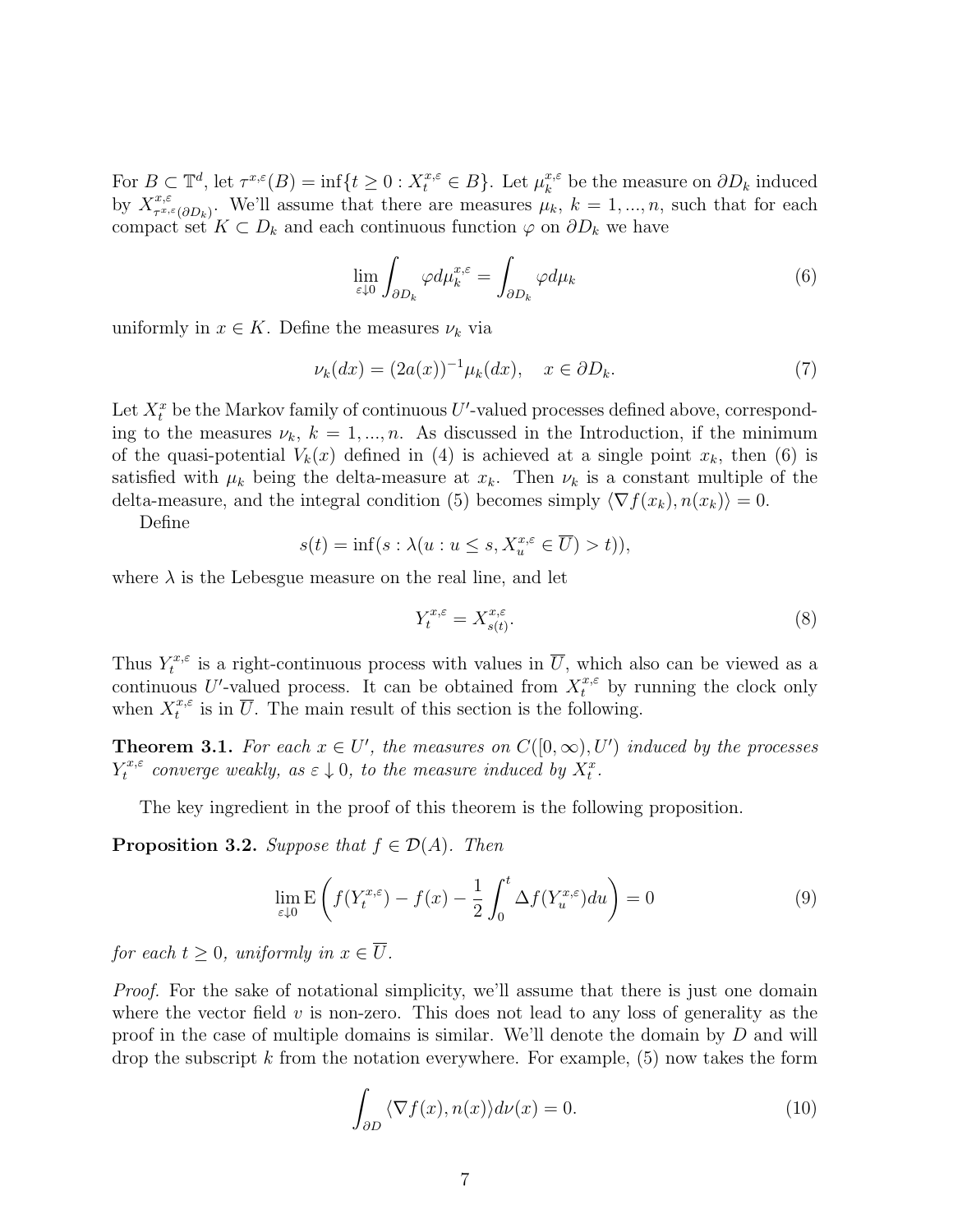For $B \subset \mathbb{T}^d$, let $\tau^{x,\varepsilon}(B) = \inf\{t \geq 0 : X^{x,\varepsilon}_t \in B\}$. Let $\mu^{x,\varepsilon}_k$ be the measure on $\partial D_k$ induced by $X^{x,\varepsilon}_{\tau^{x,\varepsilon}(\partial D_k)}$. We'll assume that there are measures $\mu_k$, $k = 1, ..., n$, such that for each compact set $K \subset D_k$ and each continuous function $\varphi$ on $\partial D_k$ we have

$$\lim_{\varepsilon \downarrow 0} \int_{\partial D_k} \varphi d\mu^{x,\varepsilon}_k = \int_{\partial D_k} \varphi d\mu_k \tag{6}$$

uniformly in $x \in K$. Define the measures $\nu_k$ via

$$\nu_k(dx) = (2a(x))^{-1}\mu_k(dx), \quad x \in \partial D_k. \tag{7}$$

Let $X^x_t$ be the Markov family of continuous $U'$-valued processes defined above, corresponding to the measures $\nu_k$, $k = 1, ..., n$. As discussed in the Introduction, if the minimum of the quasi-potential $V_k(x)$ defined in (4) is achieved at a single point $x_k$, then (6) is satisfied with $\mu_k$ being the delta-measure at $x_k$. Then $\nu_k$ is a constant multiple of the delta-measure, and the integral condition (5) becomes simply $\langle \nabla f(x_k), n(x_k) \rangle = 0$.

Define

$$s(t) = \inf(s : \lambda(u : u \leq s, X^{x,\varepsilon}_u \in \overline{U}) > t)),$$

where $\lambda$ is the Lebesgue measure on the real line, and let

$$Y^{x,\varepsilon}_t = X^{x,\varepsilon}_{s(t)}. \tag{8}$$

Thus $Y^{x,\varepsilon}_t$ is a right-continuous process with values in $\overline{U}$, which also can be viewed as a continuous $U'$-valued process. It can be obtained from $X^{x,\varepsilon}_t$ by running the clock only when $X^{x,\varepsilon}_t$ is in $\overline{U}$. The main result of this section is the following.

**Theorem 3.1.** *For each $x \in U'$, the measures on $C([0,\infty), U')$ induced by the processes $Y^{x,\varepsilon}_t$ converge weakly, as $\varepsilon \downarrow 0$, to the measure induced by $X^x_t$.*

The key ingredient in the proof of this theorem is the following proposition.

**Proposition 3.2.** *Suppose that $f \in \mathcal{D}(A)$. Then*

$$\lim_{\varepsilon \downarrow 0} \mathrm{E}\left( f(Y^{x,\varepsilon}_t) - f(x) - \frac{1}{2}\int_0^t \Delta f(Y^{x,\varepsilon}_u) du \right) = 0 \tag{9}$$

*for each $t \geq 0$, uniformly in $x \in \overline{U}$.*

*Proof.* For the sake of notational simplicity, we'll assume that there is just one domain where the vector field $v$ is non-zero. This does not lead to any loss of generality as the proof in the case of multiple domains is similar. We'll denote the domain by $D$ and will drop the subscript $k$ from the notation everywhere. For example, (5) now takes the form

$$\int_{\partial D} \langle \nabla f(x), n(x) \rangle d\nu(x) = 0. \tag{10}$$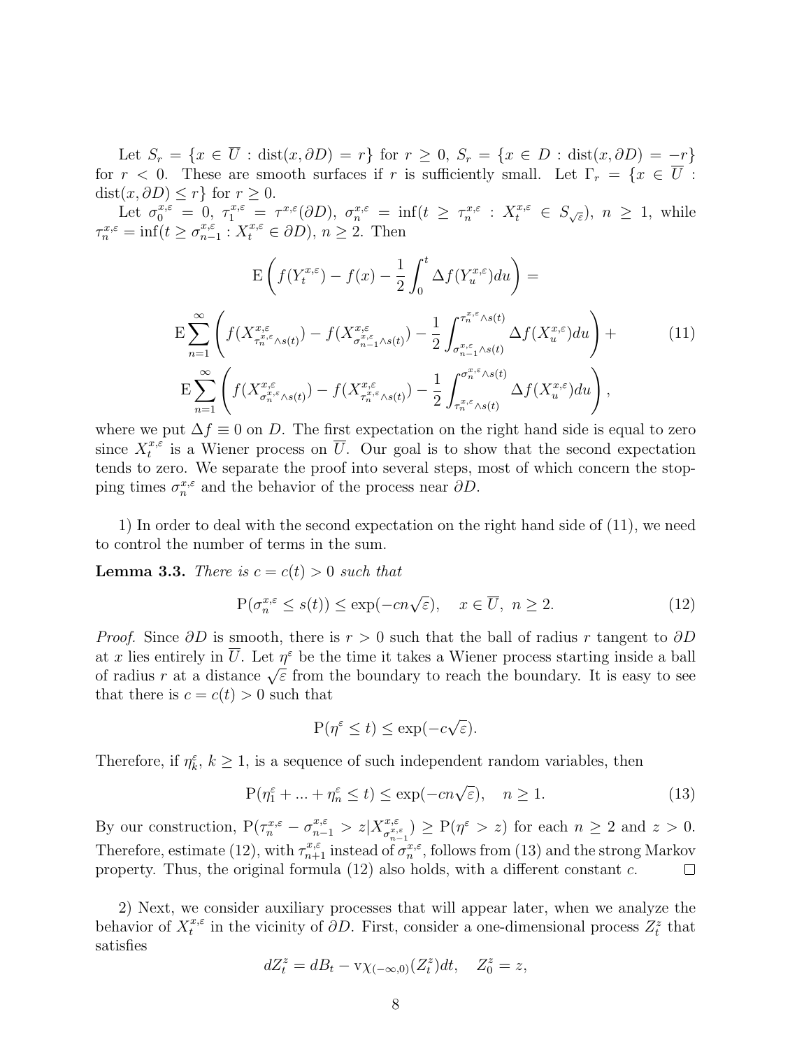Let $S_r = \{x \in \overline{U} : \mathrm{dist}(x, \partial D) = r\}$ for $r \geq 0$, $S_r = \{x \in D : \mathrm{dist}(x, \partial D) = -r\}$ for $r < 0$. These are smooth surfaces if $r$ is sufficiently small. Let $\Gamma_r = \{x \in \overline{U} : \mathrm{dist}(x, \partial D) \leq r\}$ for $r \geq 0$.

Let $\sigma_0^{x,\varepsilon} = 0$, $\tau_1^{x,\varepsilon} = \tau^{x,\varepsilon}(\partial D)$, $\sigma_n^{x,\varepsilon} = \inf(t \geq \tau_n^{x,\varepsilon} : X_t^{x,\varepsilon} \in S_{\sqrt{\varepsilon}})$, $n \geq 1$, while $\tau_n^{x,\varepsilon} = \inf(t \geq \sigma_{n-1}^{x,\varepsilon} : X_t^{x,\varepsilon} \in \partial D)$, $n \geq 2$. Then

$$\mathrm{E}\left( f(Y_t^{x,\varepsilon}) - f(x) - \frac{1}{2}\int_0^t \Delta f(Y_u^{x,\varepsilon}) du \right) =$$

$$\mathrm{E}\sum_{n=1}^{\infty}\left( f(X^{x,\varepsilon}_{\tau_n^{x,\varepsilon}\wedge s(t)}) - f(X^{x,\varepsilon}_{\sigma_{n-1}^{x,\varepsilon}\wedge s(t)}) - \frac{1}{2}\int_{\sigma_{n-1}^{x,\varepsilon}\wedge s(t)}^{\tau_n^{x,\varepsilon}\wedge s(t)} \Delta f(X_u^{x,\varepsilon}) du \right) + \tag{11}$$

$$\mathrm{E}\sum_{n=1}^{\infty}\left( f(X^{x,\varepsilon}_{\sigma_n^{x,\varepsilon}\wedge s(t)}) - f(X^{x,\varepsilon}_{\tau_n^{x,\varepsilon}\wedge s(t)}) - \frac{1}{2}\int_{\tau_n^{x,\varepsilon}\wedge s(t)}^{\sigma_n^{x,\varepsilon}\wedge s(t)} \Delta f(X_u^{x,\varepsilon}) du \right),$$

where we put $\Delta f \equiv 0$ on $D$. The first expectation on the right hand side is equal to zero since $X_t^{x,\varepsilon}$ is a Wiener process on $\overline{U}$. Our goal is to show that the second expectation tends to zero. We separate the proof into several steps, most of which concern the stopping times $\sigma_n^{x,\varepsilon}$ and the behavior of the process near $\partial D$.

1) In order to deal with the second expectation on the right hand side of (11), we need to control the number of terms in the sum.

**Lemma 3.3.** *There is $c = c(t) > 0$ such that*

$$\mathrm{P}(\sigma_n^{x,\varepsilon} \leq s(t)) \leq \exp(-cn\sqrt{\varepsilon}), \quad x \in \overline{U},\ n \geq 2. \tag{12}$$

*Proof.* Since $\partial D$ is smooth, there is $r > 0$ such that the ball of radius $r$ tangent to $\partial D$ at $x$ lies entirely in $\overline{U}$. Let $\eta^\varepsilon$ be the time it takes a Wiener process starting inside a ball of radius $r$ at a distance $\sqrt{\varepsilon}$ from the boundary to reach the boundary. It is easy to see that there is $c = c(t) > 0$ such that

$$\mathrm{P}(\eta^\varepsilon \leq t) \leq \exp(-c\sqrt{\varepsilon}).$$

Therefore, if $\eta_k^\varepsilon$, $k \geq 1$, is a sequence of such independent random variables, then

$$\mathrm{P}(\eta_1^\varepsilon + ... + \eta_n^\varepsilon \leq t) \leq \exp(-cn\sqrt{\varepsilon}), \quad n \geq 1. \tag{13}$$

By our construction, $\mathrm{P}(\tau_n^{x,\varepsilon} - \sigma_{n-1}^{x,\varepsilon} > z | X^{x,\varepsilon}_{\sigma_{n-1}^{x,\varepsilon}}) \geq \mathrm{P}(\eta^\varepsilon > z)$ for each $n \geq 2$ and $z > 0$. Therefore, estimate (12), with $\tau_{n+1}^{x,\varepsilon}$ instead of $\sigma_n^{x,\varepsilon}$, follows from (13) and the strong Markov property. Thus, the original formula (12) also holds, with a different constant $c$. $\square$

2) Next, we consider auxiliary processes that will appear later, when we analyze the behavior of $X_t^{x,\varepsilon}$ in the vicinity of $\partial D$. First, consider a one-dimensional process $Z_t^z$ that satisfies

$$dZ_t^z = dB_t - \mathrm{v}\chi_{(-\infty,0)}(Z_t^z)dt, \quad Z_0^z = z,$$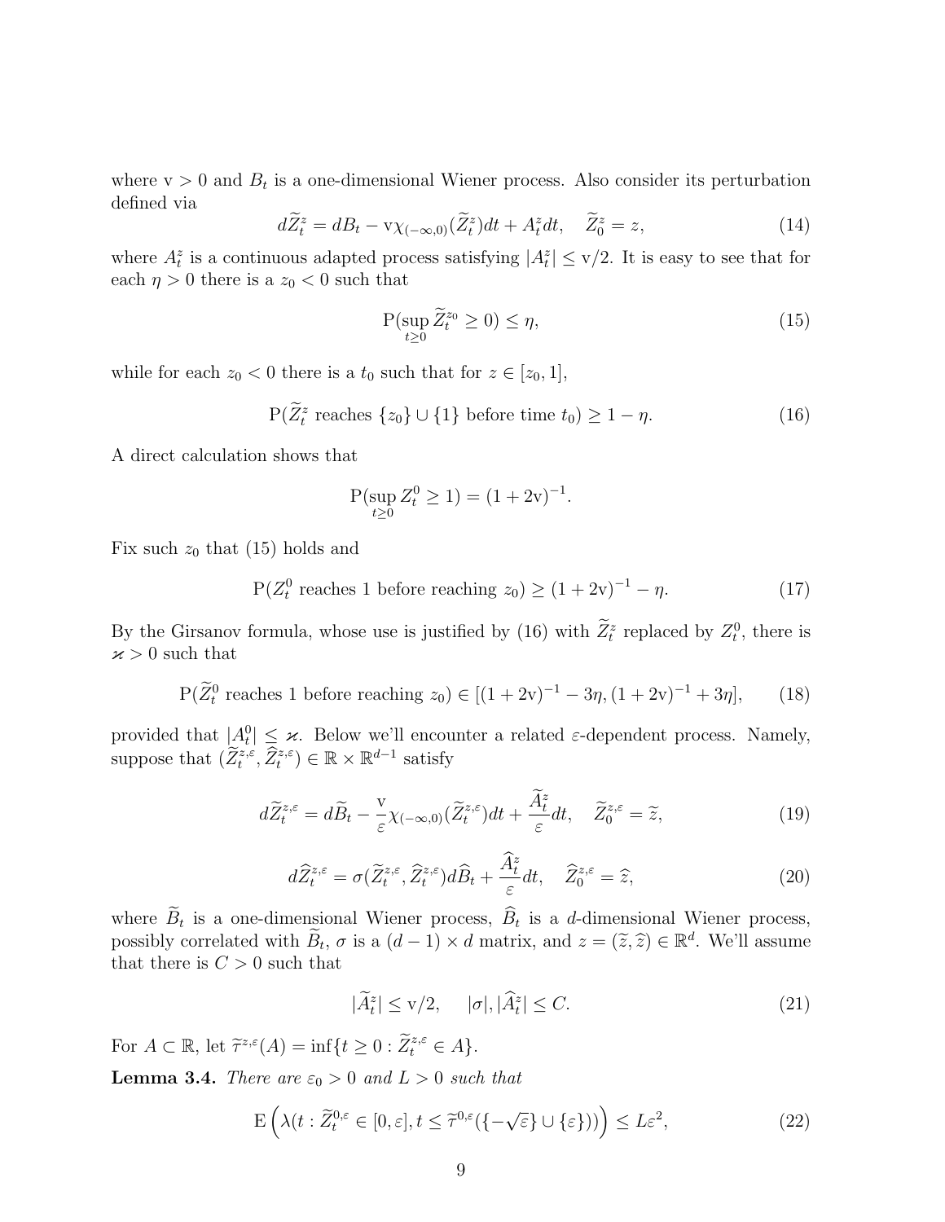where $\mathrm{v} > 0$ and $B_t$ is a one-dimensional Wiener process. Also consider its perturbation defined via

$$d\widetilde{Z}^z_t = dB_t - \mathrm{v}\chi_{(-\infty,0)}(\widetilde{Z}^z_t)dt + A^z_t dt, \quad \widetilde{Z}^z_0 = z, \tag{14}$$

where $A^z_t$ is a continuous adapted process satisfying $|A^z_t| \leq \mathrm{v}/2$. It is easy to see that for each $\eta > 0$ there is a $z_0 < 0$ such that

$$\mathrm{P}(\sup_{t \geq 0} \widetilde{Z}^{z_0}_t \geq 0) \leq \eta, \tag{15}$$

while for each $z_0 < 0$ there is a $t_0$ such that for $z \in [z_0, 1]$,

$$\mathrm{P}(\widetilde{Z}^z_t \text{ reaches } \{z_0\} \cup \{1\} \text{ before time } t_0) \geq 1 - \eta. \tag{16}$$

A direct calculation shows that

$$\mathrm{P}(\sup_{t \geq 0} Z^0_t \geq 1) = (1 + 2\mathrm{v})^{-1}.$$

Fix such $z_0$ that (15) holds and

$$\mathrm{P}(Z^0_t \text{ reaches } 1 \text{ before reaching } z_0) \geq (1 + 2\mathrm{v})^{-1} - \eta. \tag{17}$$

By the Girsanov formula, whose use is justified by (16) with $\widetilde{Z}^z_t$ replaced by $Z^0_t$, there is $\varkappa > 0$ such that

$$\mathrm{P}(\widetilde{Z}^0_t \text{ reaches } 1 \text{ before reaching } z_0) \in [(1 + 2\mathrm{v})^{-1} - 3\eta, (1 + 2\mathrm{v})^{-1} + 3\eta], \tag{18}$$

provided that $|A^0_t| \leq \varkappa$. Below we'll encounter a related $\varepsilon$-dependent process. Namely, suppose that $(\widetilde{Z}^{z,\varepsilon}_t, \widehat{Z}^{z,\varepsilon}_t) \in \mathbb{R} \times \mathbb{R}^{d-1}$ satisfy

$$d\widetilde{Z}^{z,\varepsilon}_t = d\widetilde{B}_t - \frac{\mathrm{v}}{\varepsilon}\chi_{(-\infty,0)}(\widetilde{Z}^{z,\varepsilon}_t)dt + \frac{\widetilde{A}^z_t}{\varepsilon}dt, \quad \widetilde{Z}^{z,\varepsilon}_0 = \widetilde{z}, \tag{19}$$

$$d\widehat{Z}^{z,\varepsilon}_t = \sigma(\widetilde{Z}^{z,\varepsilon}_t, \widehat{Z}^{z,\varepsilon}_t)d\widehat{B}_t + \frac{\widehat{A}^z_t}{\varepsilon}dt, \quad \widehat{Z}^{z,\varepsilon}_0 = \widehat{z}, \tag{20}$$

where $\widetilde{B}_t$ is a one-dimensional Wiener process, $\widehat{B}_t$ is a $d$-dimensional Wiener process, possibly correlated with $\widetilde{B}_t$, $\sigma$ is a $(d-1) \times d$ matrix, and $z = (\widetilde{z}, \widehat{z}) \in \mathbb{R}^d$. We'll assume that there is $C > 0$ such that

$$|\widetilde{A}^z_t| \leq \mathrm{v}/2, \quad |\sigma|, |\widehat{A}^z_t| \leq C. \tag{21}$$

For $A \subset \mathbb{R}$, let $\widetilde{\tau}^{z,\varepsilon}(A) = \inf\{t \geq 0 : \widetilde{Z}^{z,\varepsilon}_t \in A\}$.

**Lemma 3.4.** *There are $\varepsilon_0 > 0$ and $L > 0$ such that*

$$\mathrm{E}\left(\lambda(t : \widetilde{Z}^{0,\varepsilon}_t \in [0, \varepsilon], t \leq \widetilde{\tau}^{0,\varepsilon}(\{-\sqrt{\varepsilon}\} \cup \{\varepsilon\}))\right) \leq L\varepsilon^2, \tag{22}$$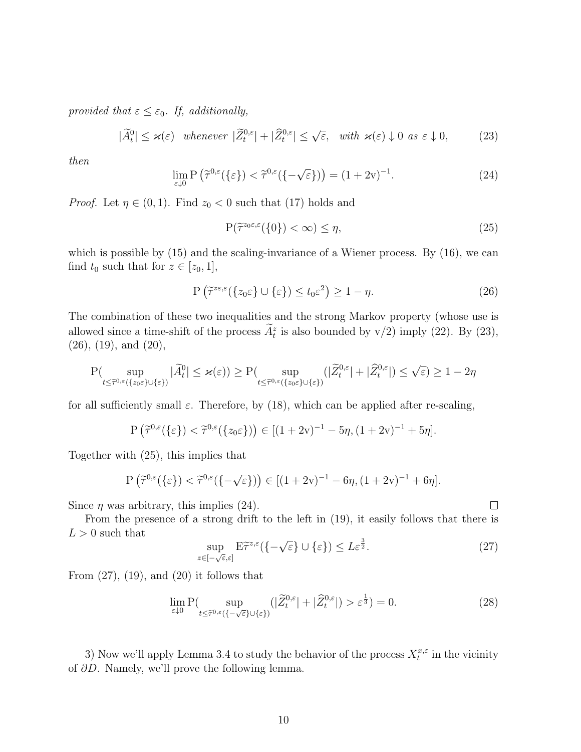*provided that* $\varepsilon \le \varepsilon_0$. *If, additionally,*

$$|\widetilde{A}^0_t| \le \varkappa(\varepsilon) \quad \textit{whenever } |\widetilde{Z}^{0,\varepsilon}_t| + |\widehat{Z}^{0,\varepsilon}_t| \le \sqrt{\varepsilon}, \quad \textit{with } \varkappa(\varepsilon) \downarrow 0 \textit{ as } \varepsilon \downarrow 0, \tag{23}$$

*then*

$$\lim_{\varepsilon \downarrow 0} \mathrm{P}\left(\widetilde{\tau}^{0,\varepsilon}(\{\varepsilon\}) < \widetilde{\tau}^{0,\varepsilon}(\{-\sqrt{\varepsilon}\})\right) = (1 + 2\mathrm{v})^{-1}. \tag{24}$$

*Proof.* Let $\eta \in (0,1)$. Find $z_0 < 0$ such that (17) holds and

$$\mathrm{P}(\widetilde{\tau}^{z_0\varepsilon,\varepsilon}(\{0\}) < \infty) \le \eta, \tag{25}$$

which is possible by (15) and the scaling-invariance of a Wiener process. By (16), we can find $t_0$ such that for $z \in [z_0, 1]$,

$$\mathrm{P}\left(\widetilde{\tau}^{z\varepsilon,\varepsilon}(\{z_0\varepsilon\} \cup \{\varepsilon\}) \le t_0 \varepsilon^2\right) \ge 1 - \eta. \tag{26}$$

The combination of these two inequalities and the strong Markov property (whose use is allowed since a time-shift of the process $\widetilde{A}^z_t$ is also bounded by $\mathrm{v}/2$) imply (22). By (23), (26), (19), and (20),

$$\mathrm{P}(\sup_{t \le \widetilde{\tau}^{0,\varepsilon}(\{z_0\varepsilon\} \cup \{\varepsilon\})} |\widetilde{A}^0_t| \le \varkappa(\varepsilon)) \ge \mathrm{P}(\sup_{t \le \widetilde{\tau}^{0,\varepsilon}(\{z_0\varepsilon\} \cup \{\varepsilon\})} (|\widetilde{Z}^{0,\varepsilon}_t| + |\widehat{Z}^{0,\varepsilon}_t|) \le \sqrt{\varepsilon}) \ge 1 - 2\eta$$

for all sufficiently small $\varepsilon$. Therefore, by (18), which can be applied after re-scaling,

$$\mathrm{P}\left(\widetilde{\tau}^{0,\varepsilon}(\{\varepsilon\}) < \widetilde{\tau}^{0,\varepsilon}(\{z_0\varepsilon\})\right) \in [(1+2\mathrm{v})^{-1} - 5\eta, (1+2\mathrm{v})^{-1} + 5\eta].$$

Together with (25), this implies that

$$\mathrm{P}\left(\widetilde{\tau}^{0,\varepsilon}(\{\varepsilon\}) < \widetilde{\tau}^{0,\varepsilon}(\{-\sqrt{\varepsilon}\})\right) \in [(1+2\mathrm{v})^{-1} - 6\eta, (1+2\mathrm{v})^{-1} + 6\eta].$$

Since $\eta$ was arbitrary, this implies (24). □

From the presence of a strong drift to the left in (19), it easily follows that there is $L > 0$ such that

$$\sup_{z \in [-\sqrt{\varepsilon}, \varepsilon]} \mathrm{E}\widetilde{\tau}^{z,\varepsilon}(\{-\sqrt{\varepsilon}\} \cup \{\varepsilon\}) \le L\varepsilon^{\frac{3}{2}}. \tag{27}$$

From (27), (19), and (20) it follows that

$$\lim_{\varepsilon \downarrow 0} \mathrm{P}(\sup_{t \le \widetilde{\tau}^{0,\varepsilon}(\{-\sqrt{\varepsilon}\} \cup \{\varepsilon\})} (|\widetilde{Z}^{0,\varepsilon}_t| + |\widehat{Z}^{0,\varepsilon}_t|) > \varepsilon^{\frac{1}{3}}) = 0. \tag{28}$$

3) Now we'll apply Lemma 3.4 to study the behavior of the process $X^{x,\varepsilon}_t$ in the vicinity of $\partial D$. Namely, we'll prove the following lemma.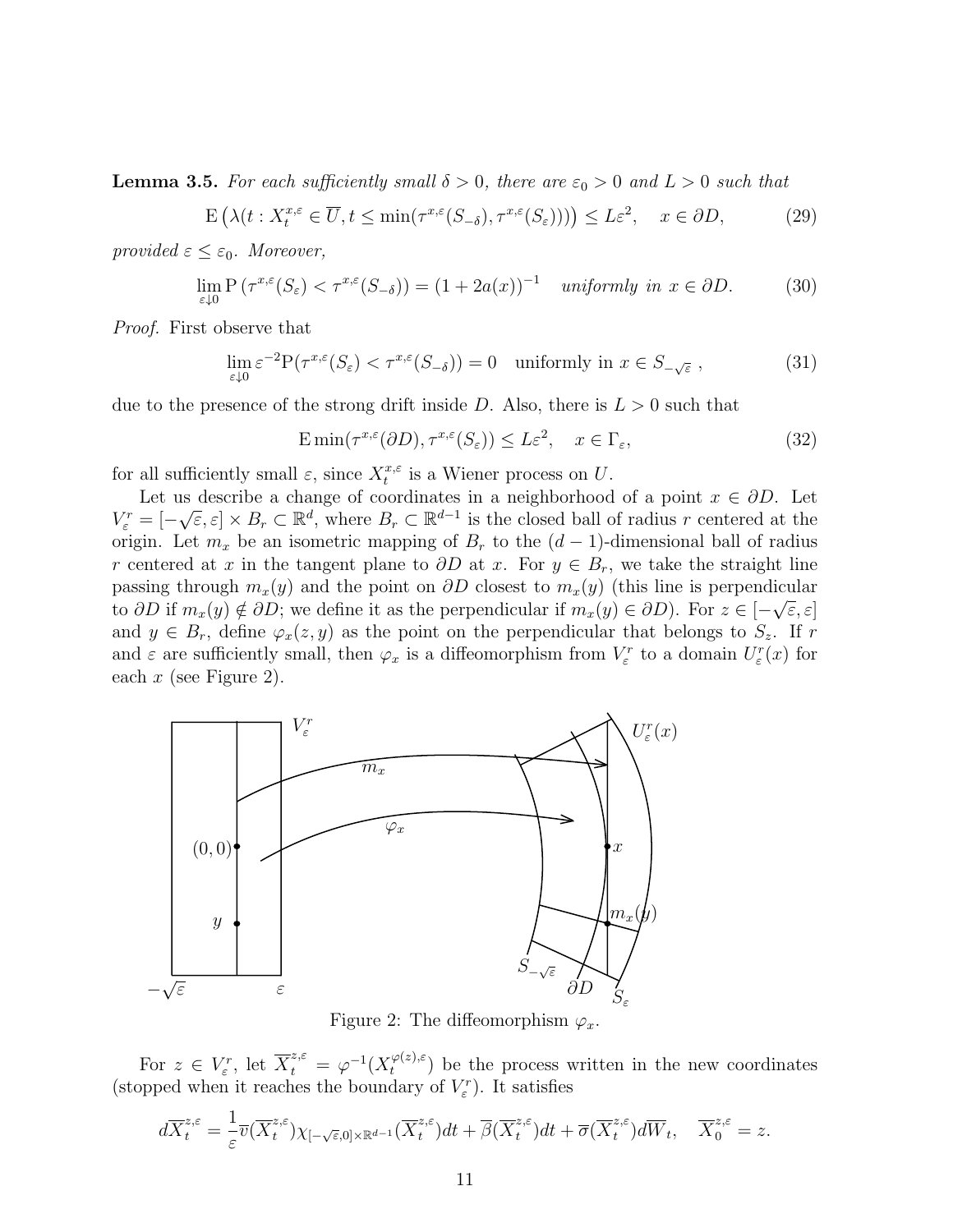**Lemma 3.5.** *For each sufficiently small $\delta > 0$, there are $\varepsilon_0 > 0$ and $L > 0$ such that*

$$\mathrm{E}\left(\lambda(t : X_t^{x,\varepsilon} \in \overline{U}, t \leq \min(\tau^{x,\varepsilon}(S_{-\delta}), \tau^{x,\varepsilon}(S_\varepsilon)))\right) \leq L\varepsilon^2, \quad x \in \partial D, \tag{29}$$

*provided $\varepsilon \leq \varepsilon_0$. Moreover,*

$$\lim_{\varepsilon \downarrow 0} \mathrm{P}\left(\tau^{x,\varepsilon}(S_\varepsilon) < \tau^{x,\varepsilon}(S_{-\delta})\right) = (1 + 2a(x))^{-1} \quad \textit{uniformly in } x \in \partial D. \tag{30}$$

*Proof.* First observe that

$$\lim_{\varepsilon \downarrow 0} \varepsilon^{-2} \mathrm{P}(\tau^{x,\varepsilon}(S_\varepsilon) < \tau^{x,\varepsilon}(S_{-\delta})) = 0 \quad \text{uniformly in } x \in S_{-\sqrt{\varepsilon}}\ , \tag{31}$$

due to the presence of the strong drift inside $D$. Also, there is $L > 0$ such that

$$\mathrm{E}\min(\tau^{x,\varepsilon}(\partial D), \tau^{x,\varepsilon}(S_\varepsilon)) \leq L\varepsilon^2, \quad x \in \Gamma_\varepsilon, \tag{32}$$

for all sufficiently small $\varepsilon$, since $X_t^{x,\varepsilon}$ is a Wiener process on $U$.

Let us describe a change of coordinates in a neighborhood of a point $x \in \partial D$. Let $V_\varepsilon^r = [-\sqrt{\varepsilon}, \varepsilon] \times B_r \subset \mathbb{R}^d$, where $B_r \subset \mathbb{R}^{d-1}$ is the closed ball of radius $r$ centered at the origin. Let $m_x$ be an isometric mapping of $B_r$ to the $(d-1)$-dimensional ball of radius $r$ centered at $x$ in the tangent plane to $\partial D$ at $x$. For $y \in B_r$, we take the straight line passing through $m_x(y)$ and the point on $\partial D$ closest to $m_x(y)$ (this line is perpendicular to $\partial D$ if $m_x(y) \notin \partial D$; we define it as the perpendicular if $m_x(y) \in \partial D$). For $z \in [-\sqrt{\varepsilon}, \varepsilon]$ and $y \in B_r$, define $\varphi_x(z, y)$ as the point on the perpendicular that belongs to $S_z$. If $r$ and $\varepsilon$ are sufficiently small, then $\varphi_x$ is a diffeomorphism from $V_\varepsilon^r$ to a domain $U_\varepsilon^r(x)$ for each $x$ (see Figure 2).

Figure 2: The diffeomorphism $\varphi_x$.

For $z \in V_\varepsilon^r$, let $\overline{X}_t^{z,\varepsilon} = \varphi^{-1}(X_t^{\varphi(z),\varepsilon})$ be the process written in the new coordinates (stopped when it reaches the boundary of $V_\varepsilon^r$). It satisfies

$$d\overline{X}_t^{z,\varepsilon} = \frac{1}{\varepsilon}\overline{v}(\overline{X}_t^{z,\varepsilon})\chi_{[-\sqrt{\varepsilon},0] \times \mathbb{R}^{d-1}}(\overline{X}_t^{z,\varepsilon})dt + \overline{\beta}(\overline{X}_t^{z,\varepsilon})dt + \overline{\sigma}(\overline{X}_t^{z,\varepsilon})d\overline{W}_t, \quad \overline{X}_0^{z,\varepsilon} = z.$$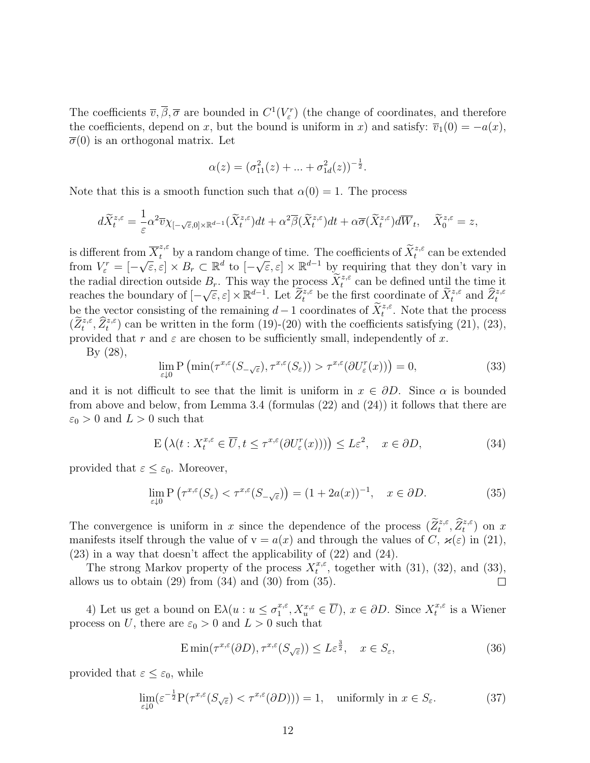The coefficients $\overline{v}, \overline{\beta}, \overline{\sigma}$ are bounded in $C^1(V^r_\varepsilon)$ (the change of coordinates, and therefore the coefficients, depend on $x$, but the bound is uniform in $x$) and satisfy: $\overline{v}_1(0) = -a(x)$, $\overline{\sigma}(0)$ is an orthogonal matrix. Let

$$\alpha(z) = (\sigma^2_{11}(z) + ... + \sigma^2_{1d}(z))^{-\frac{1}{2}}.$$

Note that this is a smooth function such that $\alpha(0) = 1$. The process

$$d\widetilde{X}^{z,\varepsilon}_t = \frac{1}{\varepsilon}\alpha^2 \overline{v}\chi_{[-\sqrt{\varepsilon},0]\times\mathbb{R}^{d-1}}(\widetilde{X}^{z,\varepsilon}_t)dt + \alpha^2\overline{\beta}(\widetilde{X}^{z,\varepsilon}_t)dt + \alpha\overline{\sigma}(\widetilde{X}^{z,\varepsilon}_t)d\overline{W}_t, \quad \widetilde{X}^{z,\varepsilon}_0 = z,$$

is different from $\overline{X}^{z,\varepsilon}_t$ by a random change of time. The coefficients of $\widetilde{X}^{z,\varepsilon}_t$ can be extended from $V^r_\varepsilon = [-\sqrt{\varepsilon}, \varepsilon] \times B_r \subset \mathbb{R}^d$ to $[-\sqrt{\varepsilon}, \varepsilon] \times \mathbb{R}^{d-1}$ by requiring that they don't vary in the radial direction outside $B_r$. This way the process $\widetilde{X}^{z,\varepsilon}_t$ can be defined until the time it reaches the boundary of $[-\sqrt{\varepsilon}, \varepsilon] \times \mathbb{R}^{d-1}$. Let $\widetilde{Z}^{z,\varepsilon}_t$ be the first coordinate of $\widetilde{X}^{z,\varepsilon}_t$ and $\widehat{Z}^{z,\varepsilon}_t$ be the vector consisting of the remaining $d-1$ coordinates of $\widetilde{X}^{z,\varepsilon}_t$. Note that the process $(\widetilde{Z}^{z,\varepsilon}_t, \widehat{Z}^{z,\varepsilon}_t)$ can be written in the form (19)-(20) with the coefficients satisfying (21), (23), provided that $r$ and $\varepsilon$ are chosen to be sufficiently small, independently of $x$.

By (28),

$$\lim_{\varepsilon\downarrow 0} \mathrm{P}\left(\min(\tau^{x,\varepsilon}(S_{-\sqrt{\varepsilon}}), \tau^{x,\varepsilon}(S_\varepsilon)) > \tau^{x,\varepsilon}(\partial U^r_\varepsilon(x))\right) = 0, \tag{33}$$

and it is not difficult to see that the limit is uniform in $x \in \partial D$. Since $\alpha$ is bounded from above and below, from Lemma 3.4 (formulas (22) and (24)) it follows that there are $\varepsilon_0 > 0$ and $L > 0$ such that

$$\mathrm{E}\left(\lambda(t : X^{x,\varepsilon}_t \in \overline{U}, t \leq \tau^{x,\varepsilon}(\partial U^r_\varepsilon(x)))\right) \leq L\varepsilon^2, \quad x \in \partial D, \tag{34}$$

provided that $\varepsilon \leq \varepsilon_0$. Moreover,

$$\lim_{\varepsilon\downarrow 0} \mathrm{P}\left(\tau^{x,\varepsilon}(S_\varepsilon) < \tau^{x,\varepsilon}(S_{-\sqrt{\varepsilon}})\right) = (1 + 2a(x))^{-1}, \quad x \in \partial D. \tag{35}$$

The convergence is uniform in $x$ since the dependence of the process $(\widetilde{Z}^{z,\varepsilon}_t, \widehat{Z}^{z,\varepsilon}_t)$ on $x$ manifests itself through the value of $\mathrm{v} = a(x)$ and through the values of $C$, $\varkappa(\varepsilon)$ in (21), (23) in a way that doesn't affect the applicability of (22) and (24).

The strong Markov property of the process $X^{x,\varepsilon}_t$, together with (31), (32), and (33), allows us to obtain (29) from (34) and (30) from (35). $\square$

4) Let us get a bound on $\mathrm{E}\lambda(u : u \leq \sigma^{x,\varepsilon}_1, X^{x,\varepsilon}_u \in \overline{U})$, $x \in \partial D$. Since $X^{x,\varepsilon}_t$ is a Wiener process on $U$, there are $\varepsilon_0 > 0$ and $L > 0$ such that

$$\mathrm{E}\min(\tau^{x,\varepsilon}(\partial D), \tau^{x,\varepsilon}(S_{\sqrt{\varepsilon}})) \leq L\varepsilon^{\frac{3}{2}}, \quad x \in S_\varepsilon, \tag{36}$$

provided that $\varepsilon \leq \varepsilon_0$, while

$$\lim_{\varepsilon\downarrow 0}(\varepsilon^{-\frac{1}{2}}\mathrm{P}(\tau^{x,\varepsilon}(S_{\sqrt{\varepsilon}}) < \tau^{x,\varepsilon}(\partial D))) = 1, \quad \text{uniformly in } x \in S_\varepsilon. \tag{37}$$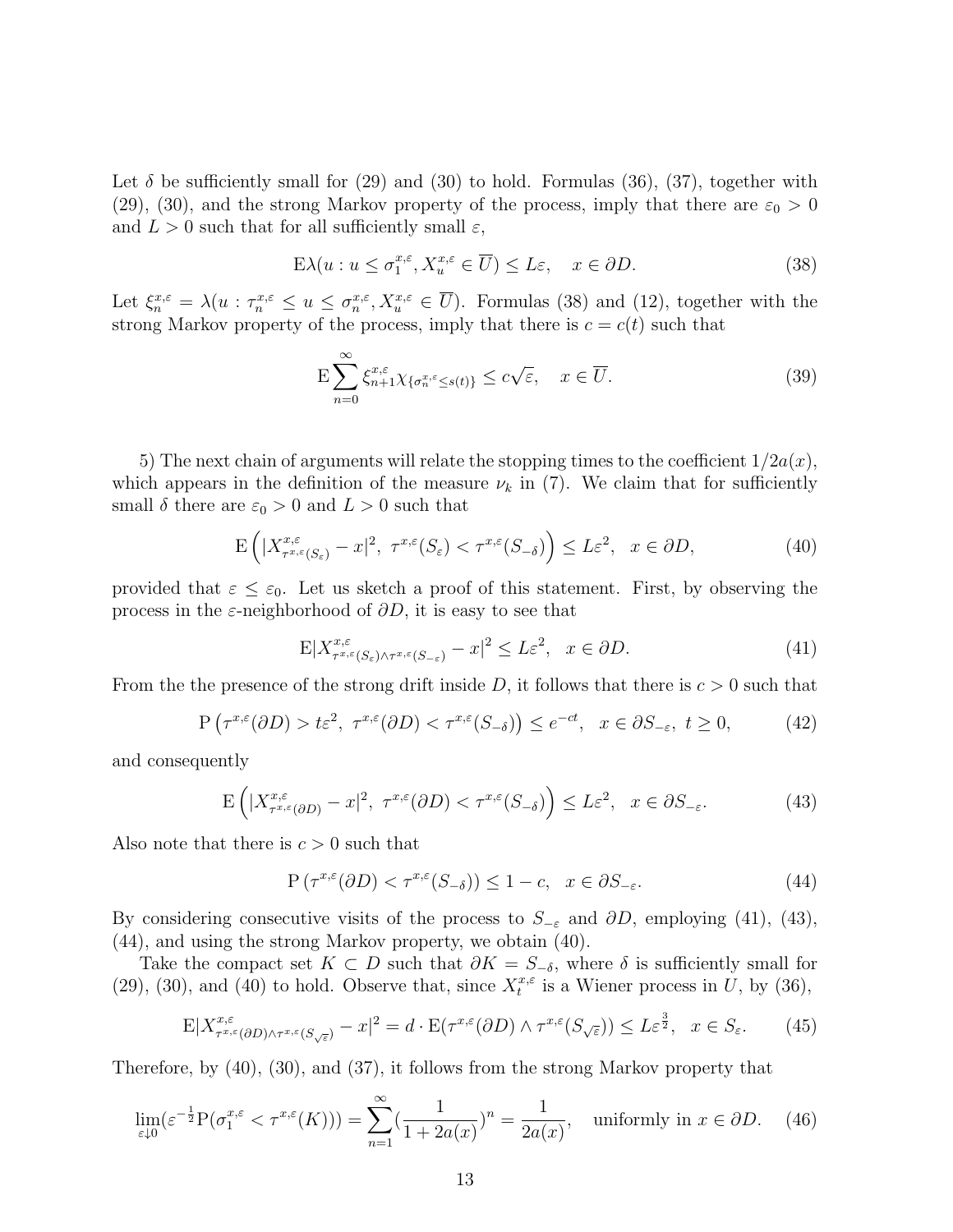Let $\delta$ be sufficiently small for (29) and (30) to hold. Formulas (36), (37), together with (29), (30), and the strong Markov property of the process, imply that there are $\varepsilon_0 > 0$ and $L > 0$ such that for all sufficiently small $\varepsilon$,

$$
\mathrm{E}\lambda(u : u \leq \sigma_1^{x,\varepsilon}, X_u^{x,\varepsilon} \in \overline{U}) \leq L\varepsilon, \quad x \in \partial D. \tag{38}
$$

Let $\xi_n^{x,\varepsilon} = \lambda(u : \tau_n^{x,\varepsilon} \leq u \leq \sigma_n^{x,\varepsilon}, X_u^{x,\varepsilon} \in \overline{U})$. Formulas (38) and (12), together with the strong Markov property of the process, imply that there is $c = c(t)$ such that

$$
\mathrm{E}\sum_{n=0}^{\infty} \xi_{n+1}^{x,\varepsilon} \chi_{\{\sigma_n^{x,\varepsilon} \leq s(t)\}} \leq c\sqrt{\varepsilon}, \quad x \in \overline{U}. \tag{39}
$$

5) The next chain of arguments will relate the stopping times to the coefficient $1/2a(x)$, which appears in the definition of the measure $\nu_k$ in (7). We claim that for sufficiently small $\delta$ there are $\varepsilon_0 > 0$ and $L > 0$ such that

$$
\mathrm{E}\left(|X^{x,\varepsilon}_{\tau^{x,\varepsilon}(S_\varepsilon)} - x|^2, \ \tau^{x,\varepsilon}(S_\varepsilon) < \tau^{x,\varepsilon}(S_{-\delta})\right) \leq L\varepsilon^2, \quad x \in \partial D, \tag{40}
$$

provided that $\varepsilon \leq \varepsilon_0$. Let us sketch a proof of this statement. First, by observing the process in the $\varepsilon$-neighborhood of $\partial D$, it is easy to see that

$$
\mathrm{E}|X^{x,\varepsilon}_{\tau^{x,\varepsilon}(S_\varepsilon) \wedge \tau^{x,\varepsilon}(S_{-\varepsilon})} - x|^2 \leq L\varepsilon^2, \quad x \in \partial D. \tag{41}
$$

From the the presence of the strong drift inside $D$, it follows that there is $c > 0$ such that

$$
\mathrm{P}\left(\tau^{x,\varepsilon}(\partial D) > t\varepsilon^2, \ \tau^{x,\varepsilon}(\partial D) < \tau^{x,\varepsilon}(S_{-\delta})\right) \leq e^{-ct}, \quad x \in \partial S_{-\varepsilon}, \ t \geq 0, \tag{42}
$$

and consequently

$$
\mathrm{E}\left(|X^{x,\varepsilon}_{\tau^{x,\varepsilon}(\partial D)} - x|^2, \ \tau^{x,\varepsilon}(\partial D) < \tau^{x,\varepsilon}(S_{-\delta})\right) \leq L\varepsilon^2, \quad x \in \partial S_{-\varepsilon}. \tag{43}
$$

Also note that there is $c > 0$ such that

$$
\mathrm{P}\left(\tau^{x,\varepsilon}(\partial D) < \tau^{x,\varepsilon}(S_{-\delta})\right) \leq 1 - c, \quad x \in \partial S_{-\varepsilon}. \tag{44}
$$

By considering consecutive visits of the process to $S_{-\varepsilon}$ and $\partial D$, employing (41), (43), (44), and using the strong Markov property, we obtain (40).

Take the compact set $K \subset D$ such that $\partial K = S_{-\delta}$, where $\delta$ is sufficiently small for (29), (30), and (40) to hold. Observe that, since $X_t^{x,\varepsilon}$ is a Wiener process in $U$, by (36),

$$
\mathrm{E}|X^{x,\varepsilon}_{\tau^{x,\varepsilon}(\partial D) \wedge \tau^{x,\varepsilon}(S_{\sqrt{\varepsilon}})} - x|^2 = d \cdot \mathrm{E}(\tau^{x,\varepsilon}(\partial D) \wedge \tau^{x,\varepsilon}(S_{\sqrt{\varepsilon}})) \leq L\varepsilon^{\frac{3}{2}}, \quad x \in S_\varepsilon. \tag{45}
$$

Therefore, by (40), (30), and (37), it follows from the strong Markov property that

$$
\lim_{\varepsilon \downarrow 0}(\varepsilon^{-\frac{1}{2}}\mathrm{P}(\sigma_1^{x,\varepsilon} < \tau^{x,\varepsilon}(K))) = \sum_{n=1}^{\infty}\left(\frac{1}{1+2a(x)}\right)^n = \frac{1}{2a(x)}, \quad \text{uniformly in } x \in \partial D. \tag{46}
$$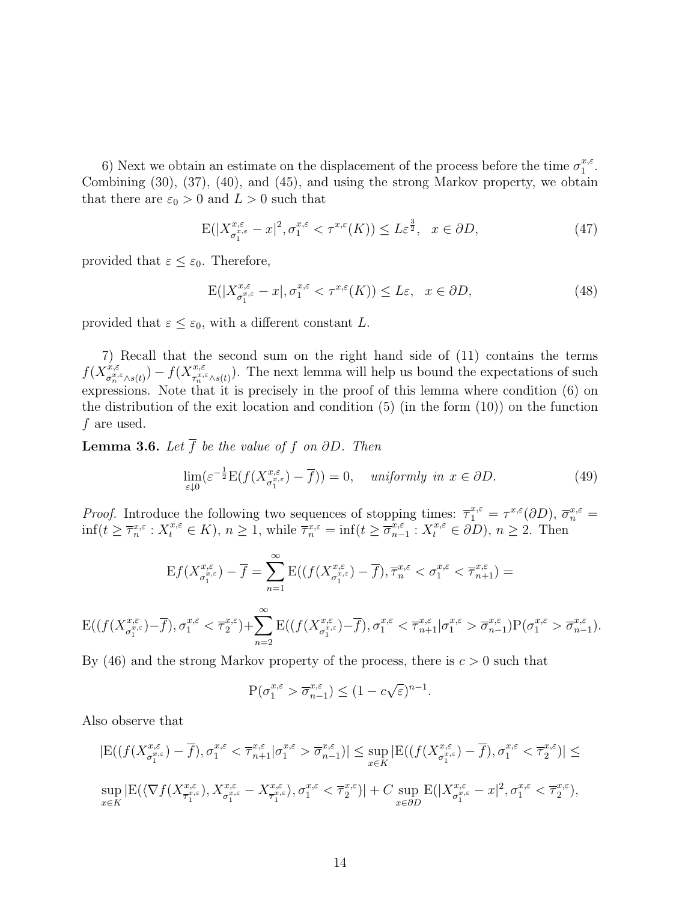6) Next we obtain an estimate on the displacement of the process before the time $\sigma_1^{x,\varepsilon}$. Combining (30), (37), (40), and (45), and using the strong Markov property, we obtain that there are $\varepsilon_0 > 0$ and $L > 0$ such that

$$\mathrm{E}(|X^{x,\varepsilon}_{\sigma_1^{x,\varepsilon}} - x|^2, \sigma_1^{x,\varepsilon} < \tau^{x,\varepsilon}(K)) \leq L\varepsilon^{\frac{3}{2}}, \quad x \in \partial D, \tag{47}$$

provided that $\varepsilon \leq \varepsilon_0$. Therefore,

$$\mathrm{E}(|X^{x,\varepsilon}_{\sigma_1^{x,\varepsilon}} - x|, \sigma_1^{x,\varepsilon} < \tau^{x,\varepsilon}(K)) \leq L\varepsilon, \quad x \in \partial D, \tag{48}$$

provided that $\varepsilon \leq \varepsilon_0$, with a different constant $L$.

7) Recall that the second sum on the right hand side of (11) contains the terms $f(X^{x,\varepsilon}_{\sigma_n^{x,\varepsilon} \wedge s(t)}) - f(X^{x,\varepsilon}_{\tau_n^{x,\varepsilon} \wedge s(t)})$. The next lemma will help us bound the expectations of such expressions. Note that it is precisely in the proof of this lemma where condition (6) on the distribution of the exit location and condition (5) (in the form (10)) on the function $f$ are used.

**Lemma 3.6.** *Let $\overline{f}$ be the value of $f$ on $\partial D$. Then*

$$\lim_{\varepsilon \downarrow 0} (\varepsilon^{-\frac{1}{2}} \mathrm{E}(f(X^{x,\varepsilon}_{\sigma_1^{x,\varepsilon}}) - \overline{f})) = 0, \quad \textit{uniformly in } x \in \partial D. \tag{49}$$

*Proof.* Introduce the following two sequences of stopping times: $\overline{\tau}_1^{x,\varepsilon} = \tau^{x,\varepsilon}(\partial D)$, $\overline{\sigma}_n^{x,\varepsilon} = \inf(t \geq \overline{\tau}_n^{x,\varepsilon} : X_t^{x,\varepsilon} \in K)$, $n \geq 1$, while $\overline{\tau}_n^{x,\varepsilon} = \inf(t \geq \overline{\sigma}_{n-1}^{x,\varepsilon} : X_t^{x,\varepsilon} \in \partial D)$, $n \geq 2$. Then

$$\mathrm{E}f(X^{x,\varepsilon}_{\sigma_1^{x,\varepsilon}}) - \overline{f} = \sum_{n=1}^{\infty} \mathrm{E}((f(X^{x,\varepsilon}_{\sigma_1^{x,\varepsilon}}) - \overline{f}), \overline{\tau}_n^{x,\varepsilon} < \sigma_1^{x,\varepsilon} < \overline{\tau}_{n+1}^{x,\varepsilon}) =$$

$$\mathrm{E}((f(X^{x,\varepsilon}_{\sigma_1^{x,\varepsilon}}) - \overline{f}), \sigma_1^{x,\varepsilon} < \overline{\tau}_2^{x,\varepsilon}) + \sum_{n=2}^{\infty} \mathrm{E}((f(X^{x,\varepsilon}_{\sigma_1^{x,\varepsilon}}) - \overline{f}), \sigma_1^{x,\varepsilon} < \overline{\tau}_{n+1}^{x,\varepsilon} | \sigma_1^{x,\varepsilon} > \overline{\sigma}_{n-1}^{x,\varepsilon}) \mathrm{P}(\sigma_1^{x,\varepsilon} > \overline{\sigma}_{n-1}^{x,\varepsilon}).$$

By (46) and the strong Markov property of the process, there is $c > 0$ such that

$$\mathrm{P}(\sigma_1^{x,\varepsilon} > \overline{\sigma}_{n-1}^{x,\varepsilon}) \leq (1 - c\sqrt{\varepsilon})^{n-1}.$$

Also observe that

$$|\mathrm{E}((f(X^{x,\varepsilon}_{\sigma_1^{x,\varepsilon}}) - \overline{f}), \sigma_1^{x,\varepsilon} < \overline{\tau}_{n+1}^{x,\varepsilon} | \sigma_1^{x,\varepsilon} > \overline{\sigma}_{n-1}^{x,\varepsilon})| \leq \sup_{x \in K} |\mathrm{E}((f(X^{x,\varepsilon}_{\sigma_1^{x,\varepsilon}}) - \overline{f}), \sigma_1^{x,\varepsilon} < \overline{\tau}_2^{x,\varepsilon})| \leq$$

$$\sup_{x \in K} |\mathrm{E}(\langle \nabla f(X^{x,\varepsilon}_{\overline{\tau}_1^{x,\varepsilon}}), X^{x,\varepsilon}_{\sigma_1^{x,\varepsilon}} - X^{x,\varepsilon}_{\overline{\tau}_1^{x,\varepsilon}} \rangle, \sigma_1^{x,\varepsilon} < \overline{\tau}_2^{x,\varepsilon})| + C \sup_{x \in \partial D} \mathrm{E}(|X^{x,\varepsilon}_{\sigma_1^{x,\varepsilon}} - x|^2, \sigma_1^{x,\varepsilon} < \overline{\tau}_2^{x,\varepsilon}),$$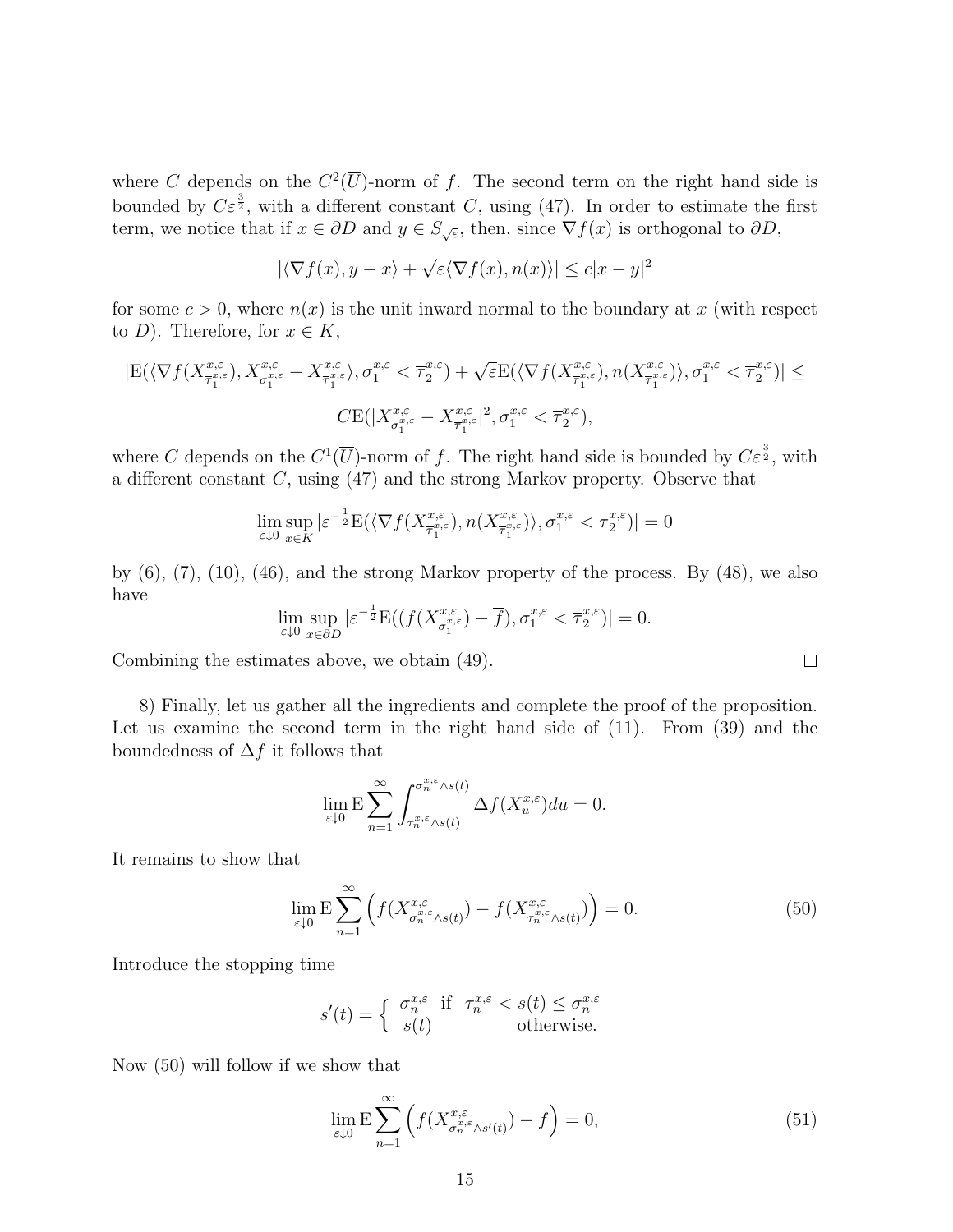where $C$ depends on the $C^2(\overline{U})$-norm of $f$. The second term on the right hand side is bounded by $C\varepsilon^{\frac{3}{2}}$, with a different constant $C$, using (47). In order to estimate the first term, we notice that if $x \in \partial D$ and $y \in S_{\sqrt{\varepsilon}}$, then, since $\nabla f(x)$ is orthogonal to $\partial D$,

$$|\langle \nabla f(x), y - x\rangle + \sqrt{\varepsilon}\langle \nabla f(x), n(x)\rangle| \leq c|x-y|^2$$

for some $c > 0$, where $n(x)$ is the unit inward normal to the boundary at $x$ (with respect to $D$). Therefore, for $x \in K$,

$$|\mathrm{E}(\langle \nabla f(X^{x,\varepsilon}_{\overline{\tau}^{x,\varepsilon}_1}), X^{x,\varepsilon}_{\sigma^{x,\varepsilon}_1} - X^{x,\varepsilon}_{\overline{\tau}^{x,\varepsilon}_1}\rangle, \sigma^{x,\varepsilon}_1 < \overline{\tau}^{x,\varepsilon}_2) + \sqrt{\varepsilon}\mathrm{E}(\langle \nabla f(X^{x,\varepsilon}_{\overline{\tau}^{x,\varepsilon}_1}), n(X^{x,\varepsilon}_{\overline{\tau}^{x,\varepsilon}_1})\rangle, \sigma^{x,\varepsilon}_1 < \overline{\tau}^{x,\varepsilon}_2)| \leq$$

$$C\mathrm{E}(|X^{x,\varepsilon}_{\sigma^{x,\varepsilon}_1} - X^{x,\varepsilon}_{\overline{\tau}^{x,\varepsilon}_1}|^2, \sigma^{x,\varepsilon}_1 < \overline{\tau}^{x,\varepsilon}_2),$$

where $C$ depends on the $C^1(\overline{U})$-norm of $f$. The right hand side is bounded by $C\varepsilon^{\frac{3}{2}}$, with a different constant $C$, using (47) and the strong Markov property. Observe that

$$\lim_{\varepsilon \downarrow 0} \sup_{x \in K} |\varepsilon^{-\frac{1}{2}}\mathrm{E}(\langle \nabla f(X^{x,\varepsilon}_{\overline{\tau}^{x,\varepsilon}_1}), n(X^{x,\varepsilon}_{\overline{\tau}^{x,\varepsilon}_1})\rangle, \sigma^{x,\varepsilon}_1 < \overline{\tau}^{x,\varepsilon}_2)| = 0$$

by (6), (7), (10), (46), and the strong Markov property of the process. By (48), we also have

$$\lim_{\varepsilon \downarrow 0} \sup_{x \in \partial D} |\varepsilon^{-\frac{1}{2}}\mathrm{E}((f(X^{x,\varepsilon}_{\sigma^{x,\varepsilon}_1}) - \overline{f}), \sigma^{x,\varepsilon}_1 < \overline{\tau}^{x,\varepsilon}_2)| = 0.$$

Combining the estimates above, we obtain (49). □

8) Finally, let us gather all the ingredients and complete the proof of the proposition. Let us examine the second term in the right hand side of (11). From (39) and the boundedness of $\Delta f$ it follows that

$$\lim_{\varepsilon \downarrow 0} \mathrm{E} \sum_{n=1}^{\infty} \int_{\tau^{x,\varepsilon}_n \wedge s(t)}^{\sigma^{x,\varepsilon}_n \wedge s(t)} \Delta f(X^{x,\varepsilon}_u) du = 0.$$

It remains to show that

$$\lim_{\varepsilon \downarrow 0} \mathrm{E} \sum_{n=1}^{\infty} \left( f(X^{x,\varepsilon}_{\sigma^{x,\varepsilon}_n \wedge s(t)}) - f(X^{x,\varepsilon}_{\tau^{x,\varepsilon}_n \wedge s(t)}) \right) = 0. \tag{50}$$

Introduce the stopping time

$$s'(t) = \begin{cases} \sigma^{x,\varepsilon}_n & \text{if } \ \tau^{x,\varepsilon}_n < s(t) \leq \sigma^{x,\varepsilon}_n \\ s(t) & \text{otherwise.} \end{cases}$$

Now (50) will follow if we show that

$$\lim_{\varepsilon \downarrow 0} \mathrm{E} \sum_{n=1}^{\infty} \left( f(X^{x,\varepsilon}_{\sigma^{x,\varepsilon}_n \wedge s'(t)}) - \overline{f} \right) = 0, \tag{51}$$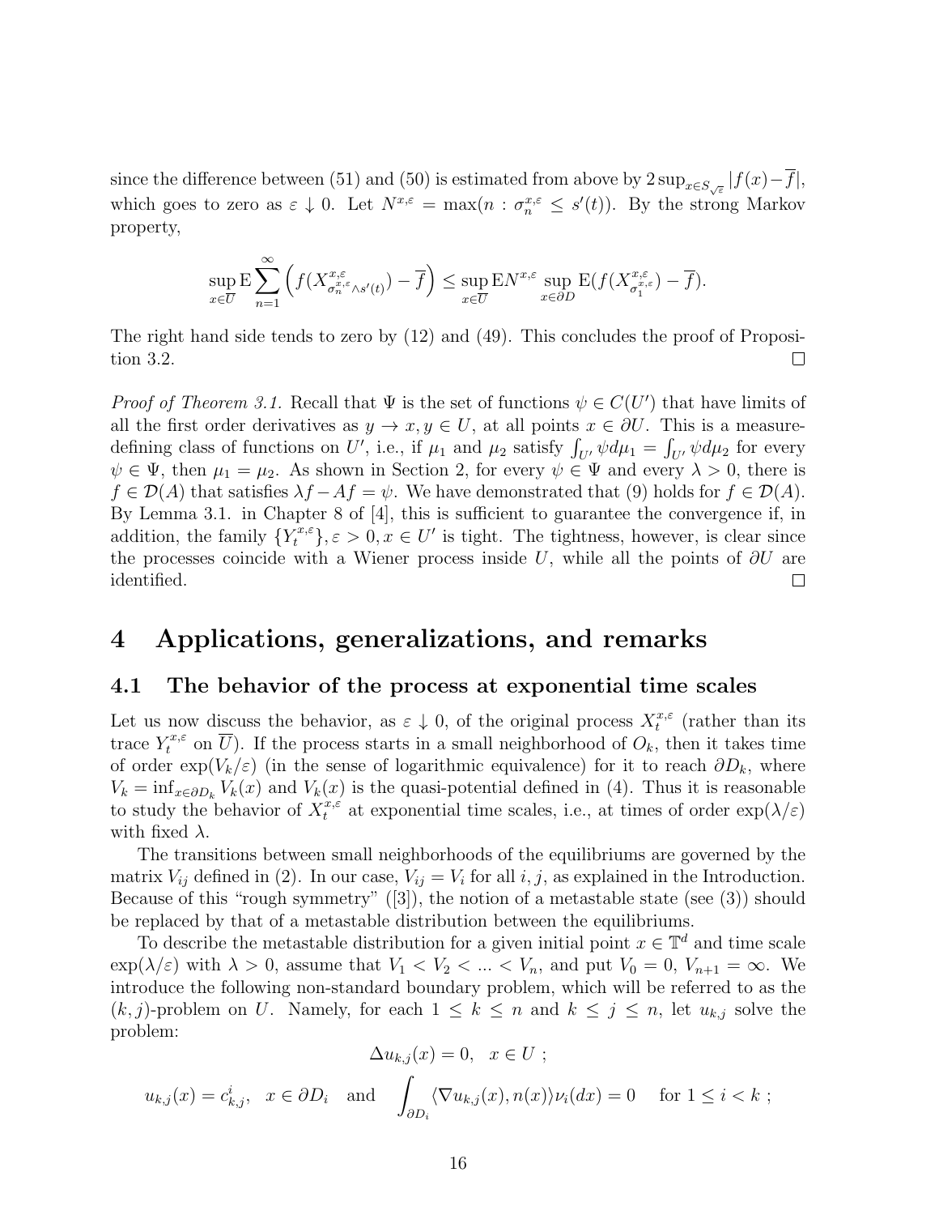since the difference between (51) and (50) is estimated from above by $2\sup_{x\in S_{\sqrt{\varepsilon}}}|f(x)-\overline{f}|$, which goes to zero as $\varepsilon \downarrow 0$. Let $N^{x,\varepsilon} = \max(n : \sigma_n^{x,\varepsilon} \le s'(t))$. By the strong Markov property,

$$\sup_{x\in\overline{U}} \mathrm{E}\sum_{n=1}^{\infty}\left(f(X^{x,\varepsilon}_{\sigma_n^{x,\varepsilon}\wedge s'(t)}) - \overline{f}\right) \le \sup_{x\in\overline{U}} \mathrm{E}N^{x,\varepsilon} \sup_{x\in\partial D} \mathrm{E}(f(X^{x,\varepsilon}_{\sigma_1^{x,\varepsilon}}) - \overline{f}).$$

The right hand side tends to zero by (12) and (49). This concludes the proof of Proposition 3.2. □

*Proof of Theorem 3.1.* Recall that $\Psi$ is the set of functions $\psi \in C(U')$ that have limits of all the first order derivatives as $y \to x, y \in U$, at all points $x \in \partial U$. This is a measure-defining class of functions on $U'$, i.e., if $\mu_1$ and $\mu_2$ satisfy $\int_{U'}\psi d\mu_1 = \int_{U'}\psi d\mu_2$ for every $\psi \in \Psi$, then $\mu_1 = \mu_2$. As shown in Section 2, for every $\psi \in \Psi$ and every $\lambda > 0$, there is $f \in \mathcal{D}(A)$ that satisfies $\lambda f - Af = \psi$. We have demonstrated that (9) holds for $f \in \mathcal{D}(A)$. By Lemma 3.1. in Chapter 8 of [4], this is sufficient to guarantee the convergence if, in addition, the family $\{Y_t^{x,\varepsilon}\}, \varepsilon > 0, x \in U'$ is tight. The tightness, however, is clear since the processes coincide with a Wiener process inside $U$, while all the points of $\partial U$ are identified. □

# 4 Applications, generalizations, and remarks

## 4.1 The behavior of the process at exponential time scales

Let us now discuss the behavior, as $\varepsilon \downarrow 0$, of the original process $X_t^{x,\varepsilon}$ (rather than its trace $Y_t^{x,\varepsilon}$ on $\overline{U}$). If the process starts in a small neighborhood of $O_k$, then it takes time of order $\exp(V_k/\varepsilon)$ (in the sense of logarithmic equivalence) for it to reach $\partial D_k$, where $V_k = \inf_{x\in\partial D_k} V_k(x)$ and $V_k(x)$ is the quasi-potential defined in (4). Thus it is reasonable to study the behavior of $X_t^{x,\varepsilon}$ at exponential time scales, i.e., at times of order $\exp(\lambda/\varepsilon)$ with fixed $\lambda$.

The transitions between small neighborhoods of the equilibriums are governed by the matrix $V_{ij}$ defined in (2). In our case, $V_{ij} = V_i$ for all $i, j$, as explained in the Introduction. Because of this "rough symmetry" ([3]), the notion of a metastable state (see (3)) should be replaced by that of a metastable distribution between the equilibriums.

To describe the metastable distribution for a given initial point $x \in \mathbb{T}^d$ and time scale $\exp(\lambda/\varepsilon)$ with $\lambda > 0$, assume that $V_1 < V_2 < ... < V_n$, and put $V_0 = 0$, $V_{n+1} = \infty$. We introduce the following non-standard boundary problem, which will be referred to as the $(k,j)$-problem on $U$. Namely, for each $1 \le k \le n$ and $k \le j \le n$, let $u_{k,j}$ solve the problem:

$$\Delta u_{k,j}(x) = 0, \quad x \in U \ ;$$

$$u_{k,j}(x) = c^i_{k,j}, \quad x \in \partial D_i \quad \text{and} \quad \int_{\partial D_i}\langle \nabla u_{k,j}(x), n(x)\rangle \nu_i(dx) = 0 \quad \text{for } 1 \le i < k \ ;$$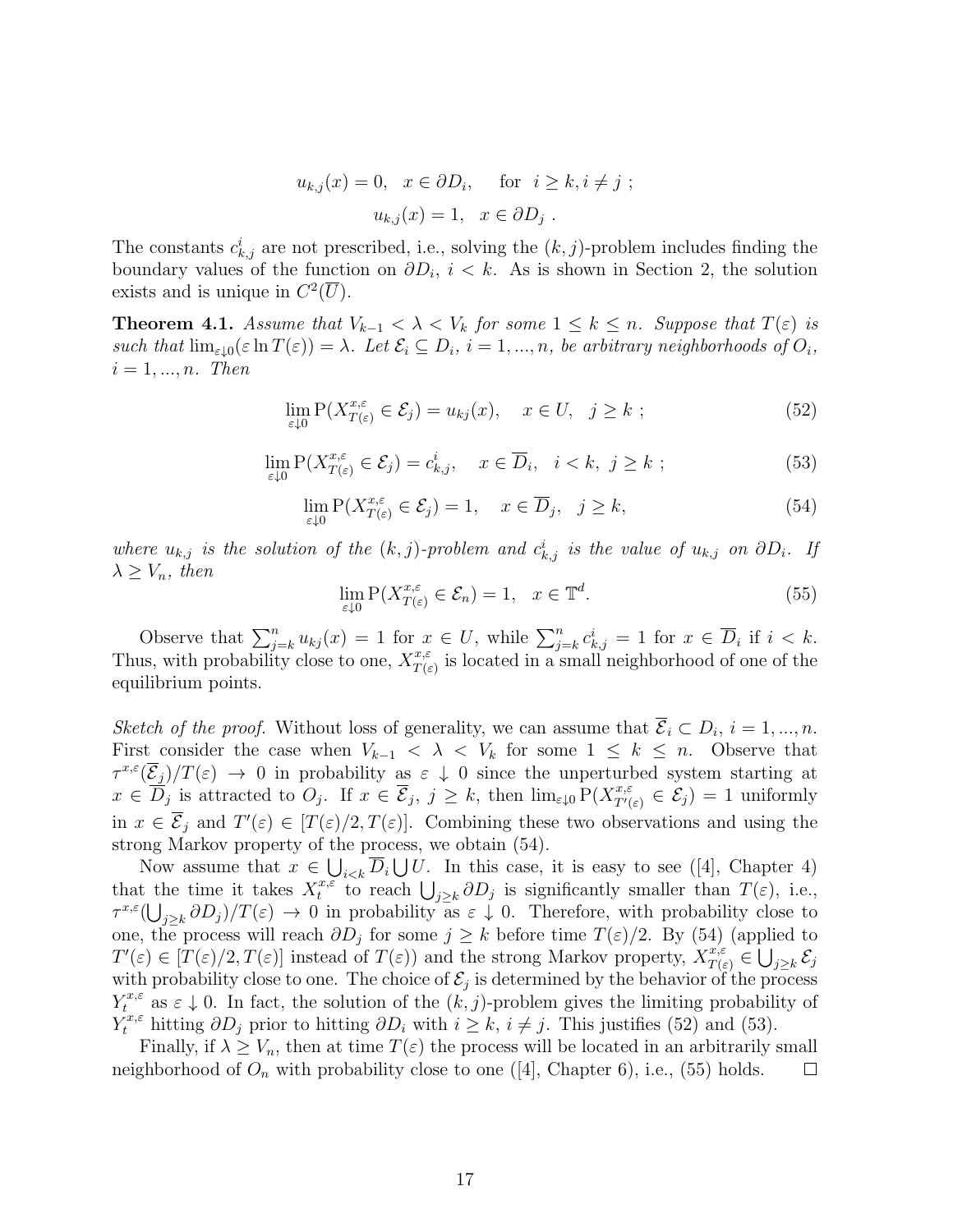$$u_{k,j}(x) = 0, \quad x \in \partial D_i, \qquad \text{for} \quad i \geq k, i \neq j \ ;$$

$$u_{k,j}(x) = 1, \quad x \in \partial D_j \ .$$

The constants $c^i_{k,j}$ are not prescribed, i.e., solving the $(k,j)$-problem includes finding the boundary values of the function on $\partial D_i$, $i < k$. As is shown in Section 2, the solution exists and is unique in $C^2(\overline{U})$.

**Theorem 4.1.** *Assume that $V_{k-1} < \lambda < V_k$ for some $1 \leq k \leq n$. Suppose that $T(\varepsilon)$ is such that $\lim_{\varepsilon \downarrow 0}(\varepsilon \ln T(\varepsilon)) = \lambda$. Let $\mathcal{E}_i \subseteq D_i$, $i = 1, ..., n$, be arbitrary neighborhoods of $O_i$, $i = 1, ..., n$. Then*

$$\lim_{\varepsilon \downarrow 0} \mathrm{P}(X^{x,\varepsilon}_{T(\varepsilon)} \in \mathcal{E}_j) = u_{kj}(x), \quad x \in U, \quad j \geq k \ ; \tag{52}$$

$$\lim_{\varepsilon \downarrow 0} \mathrm{P}(X^{x,\varepsilon}_{T(\varepsilon)} \in \mathcal{E}_j) = c^i_{k,j}, \quad x \in \overline{D}_i, \quad i < k, \ j \geq k \ ; \tag{53}$$

$$\lim_{\varepsilon \downarrow 0} \mathrm{P}(X^{x,\varepsilon}_{T(\varepsilon)} \in \mathcal{E}_j) = 1, \quad x \in \overline{D}_j, \quad j \geq k, \tag{54}$$

*where $u_{k,j}$ is the solution of the $(k,j)$-problem and $c^i_{k,j}$ is the value of $u_{k,j}$ on $\partial D_i$. If $\lambda \geq V_n$, then*

$$\lim_{\varepsilon \downarrow 0} \mathrm{P}(X^{x,\varepsilon}_{T(\varepsilon)} \in \mathcal{E}_n) = 1, \quad x \in \mathbb{T}^d. \tag{55}$$

Observe that $\sum_{j=k}^n u_{kj}(x) = 1$ for $x \in U$, while $\sum_{j=k}^n c^i_{k,j} = 1$ for $x \in \overline{D}_i$ if $i < k$. Thus, with probability close to one, $X^{x,\varepsilon}_{T(\varepsilon)}$ is located in a small neighborhood of one of the equilibrium points.

*Sketch of the proof.* Without loss of generality, we can assume that $\overline{\mathcal{E}}_i \subset D_i$, $i = 1, ..., n$. First consider the case when $V_{k-1} < \lambda < V_k$ for some $1 \leq k \leq n$. Observe that $\tau^{x,\varepsilon}(\overline{\mathcal{E}}_j)/T(\varepsilon) \to 0$ in probability as $\varepsilon \downarrow 0$ since the unperturbed system starting at $x \in \overline{D}_j$ is attracted to $O_j$. If $x \in \overline{\mathcal{E}}_j$, $j \geq k$, then $\lim_{\varepsilon \downarrow 0} \mathrm{P}(X^{x,\varepsilon}_{T'(\varepsilon)} \in \mathcal{E}_j) = 1$ uniformly in $x \in \overline{\mathcal{E}}_j$ and $T'(\varepsilon) \in [T(\varepsilon)/2, T(\varepsilon)]$. Combining these two observations and using the strong Markov property of the process, we obtain (54).

Now assume that $x \in \bigcup_{i<k} \overline{D}_i \bigcup U$. In this case, it is easy to see ([4], Chapter 4) that the time it takes $X^{x,\varepsilon}_t$ to reach $\bigcup_{j \geq k} \partial D_j$ is significantly smaller than $T(\varepsilon)$, i.e., $\tau^{x,\varepsilon}(\bigcup_{j \geq k} \partial D_j)/T(\varepsilon) \to 0$ in probability as $\varepsilon \downarrow 0$. Therefore, with probability close to one, the process will reach $\partial D_j$ for some $j \geq k$ before time $T(\varepsilon)/2$. By (54) (applied to $T'(\varepsilon) \in [T(\varepsilon)/2, T(\varepsilon)]$ instead of $T(\varepsilon)$) and the strong Markov property, $X^{x,\varepsilon}_{T(\varepsilon)} \in \bigcup_{j \geq k} \mathcal{E}_j$ with probability close to one. The choice of $\mathcal{E}_j$ is determined by the behavior of the process $Y^{x,\varepsilon}_t$ as $\varepsilon \downarrow 0$. In fact, the solution of the $(k,j)$-problem gives the limiting probability of $Y^{x,\varepsilon}_t$ hitting $\partial D_j$ prior to hitting $\partial D_i$ with $i \geq k$, $i \neq j$. This justifies (52) and (53).

Finally, if $\lambda \geq V_n$, then at time $T(\varepsilon)$ the process will be located in an arbitrarily small neighborhood of $O_n$ with probability close to one ([4], Chapter 6), i.e., (55) holds. $\square$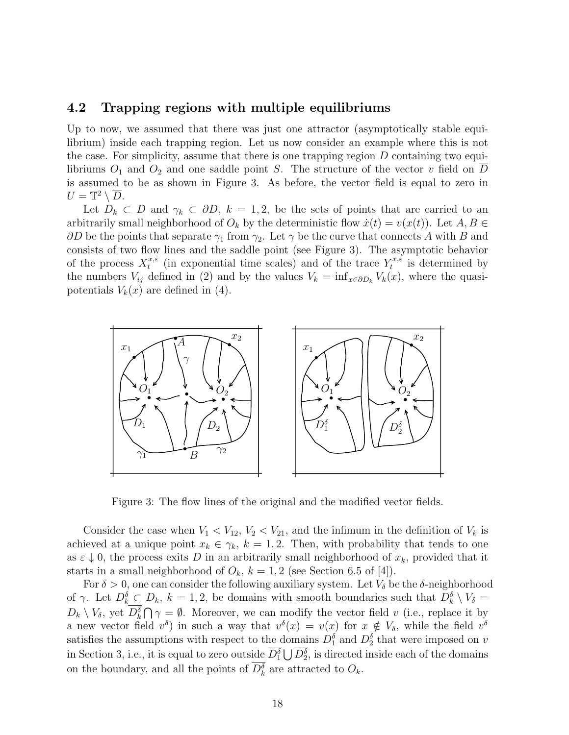### 4.2 Trapping regions with multiple equilibriums

Up to now, we assumed that there was just one attractor (asymptotically stable equilibrium) inside each trapping region. Let us now consider an example where this is not the case. For simplicity, assume that there is one trapping region $D$ containing two equilibriums $O_1$ and $O_2$ and one saddle point $S$. The structure of the vector $v$ field on $\overline{D}$ is assumed to be as shown in Figure 3. As before, the vector field is equal to zero in $U = \mathbb{T}^2 \setminus \overline{D}$.

Let $D_k \subset D$ and $\gamma_k \subset \partial D$, $k = 1, 2$, be the sets of points that are carried to an arbitrarily small neighborhood of $O_k$ by the deterministic flow $\dot{x}(t) = v(x(t))$. Let $A, B \in \partial D$ be the points that separate $\gamma_1$ from $\gamma_2$. Let $\gamma$ be the curve that connects $A$ with $B$ and consists of two flow lines and the saddle point (see Figure 3). The asymptotic behavior of the process $X_t^{x,\varepsilon}$ (in exponential time scales) and of the trace $Y_t^{x,\varepsilon}$ is determined by the numbers $V_{ij}$ defined in (2) and by the values $V_k = \inf_{x \in \partial D_k} V_k(x)$, where the quasi-potentials $V_k(x)$ are defined in (4).

Figure 3: The flow lines of the original and the modified vector fields.

Consider the case when $V_1 < V_{12}$, $V_2 < V_{21}$, and the infimum in the definition of $V_k$ is achieved at a unique point $x_k \in \gamma_k$, $k = 1, 2$. Then, with probability that tends to one as $\varepsilon \downarrow 0$, the process exits $D$ in an arbitrarily small neighborhood of $x_k$, provided that it starts in a small neighborhood of $O_k$, $k = 1, 2$ (see Section 6.5 of [4]).

For $\delta > 0$, one can consider the following auxiliary system. Let $V_\delta$ be the $\delta$-neighborhood of $\gamma$. Let $D_k^\delta \subset D_k$, $k = 1, 2$, be domains with smooth boundaries such that $D_k^\delta \setminus V_\delta = D_k \setminus V_\delta$, yet $\overline{D_k^\delta} \bigcap \gamma = \emptyset$. Moreover, we can modify the vector field $v$ (i.e., replace it by a new vector field $v^\delta$) in such a way that $v^\delta(x) = v(x)$ for $x \notin V_\delta$, while the field $v^\delta$ satisfies the assumptions with respect to the domains $D_1^\delta$ and $D_2^\delta$ that were imposed on $v$ in Section 3, i.e., it is equal to zero outside $\overline{D_1^\delta} \bigcup \overline{D_2^\delta}$, is directed inside each of the domains on the boundary, and all the points of $\overline{D_k^\delta}$ are attracted to $O_k$.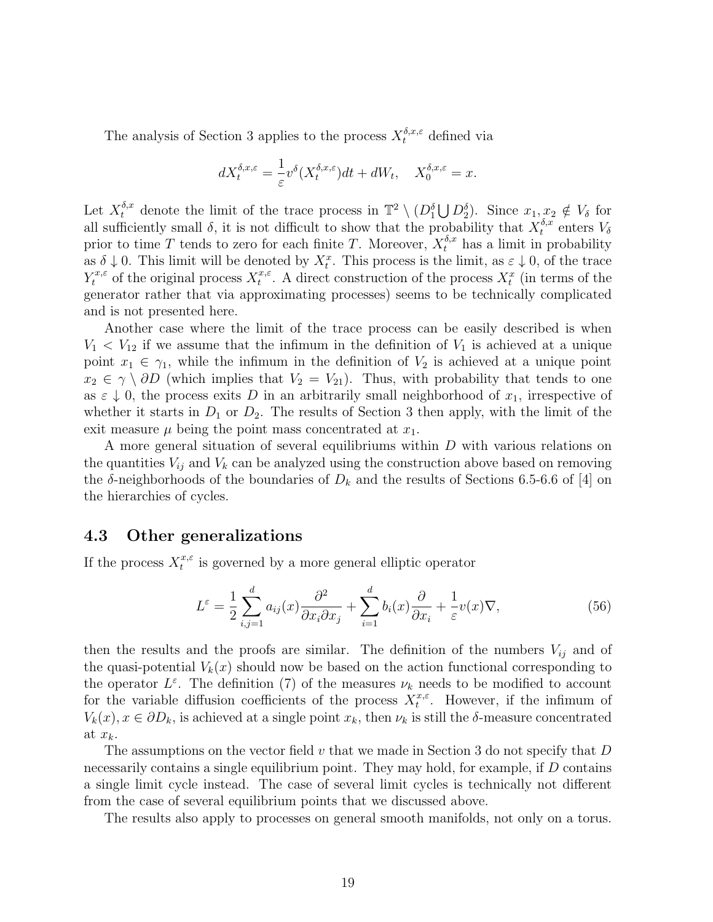The analysis of Section 3 applies to the process $X_t^{\delta,x,\varepsilon}$ defined via

$$dX_t^{\delta,x,\varepsilon} = \frac{1}{\varepsilon} v^\delta(X_t^{\delta,x,\varepsilon})dt + dW_t, \quad X_0^{\delta,x,\varepsilon} = x.$$

Let $X_t^{\delta,x}$ denote the limit of the trace process in $\mathbb{T}^2 \setminus (D_1^\delta \bigcup D_2^\delta)$. Since $x_1, x_2 \notin V_\delta$ for all sufficiently small $\delta$, it is not difficult to show that the probability that $X_t^{\delta,x}$ enters $V_\delta$ prior to time $T$ tends to zero for each finite $T$. Moreover, $X_t^{\delta,x}$ has a limit in probability as $\delta \downarrow 0$. This limit will be denoted by $X_t^x$. This process is the limit, as $\varepsilon \downarrow 0$, of the trace $Y_t^{x,\varepsilon}$ of the original process $X_t^{x,\varepsilon}$. A direct construction of the process $X_t^x$ (in terms of the generator rather that via approximating processes) seems to be technically complicated and is not presented here.

Another case where the limit of the trace process can be easily described is when $V_1 < V_{12}$ if we assume that the infimum in the definition of $V_1$ is achieved at a unique point $x_1 \in \gamma_1$, while the infimum in the definition of $V_2$ is achieved at a unique point $x_2 \in \gamma \setminus \partial D$ (which implies that $V_2 = V_{21}$). Thus, with probability that tends to one as $\varepsilon \downarrow 0$, the process exits $D$ in an arbitrarily small neighborhood of $x_1$, irrespective of whether it starts in $D_1$ or $D_2$. The results of Section 3 then apply, with the limit of the exit measure $\mu$ being the point mass concentrated at $x_1$.

A more general situation of several equilibriums within $D$ with various relations on the quantities $V_{ij}$ and $V_k$ can be analyzed using the construction above based on removing the $\delta$-neighborhoods of the boundaries of $D_k$ and the results of Sections 6.5-6.6 of [4] on the hierarchies of cycles.

### 4.3 Other generalizations

If the process $X_t^{x,\varepsilon}$ is governed by a more general elliptic operator

$$L^\varepsilon = \frac{1}{2} \sum_{i,j=1}^{d} a_{ij}(x) \frac{\partial^2}{\partial x_i \partial x_j} + \sum_{i=1}^{d} b_i(x) \frac{\partial}{\partial x_i} + \frac{1}{\varepsilon} v(x) \nabla, \tag{56}$$

then the results and the proofs are similar. The definition of the numbers $V_{ij}$ and of the quasi-potential $V_k(x)$ should now be based on the action functional corresponding to the operator $L^\varepsilon$. The definition (7) of the measures $\nu_k$ needs to be modified to account for the variable diffusion coefficients of the process $X_t^{x,\varepsilon}$. However, if the infimum of $V_k(x), x \in \partial D_k$, is achieved at a single point $x_k$, then $\nu_k$ is still the $\delta$-measure concentrated at $x_k$.

The assumptions on the vector field $v$ that we made in Section 3 do not specify that $D$ necessarily contains a single equilibrium point. They may hold, for example, if $D$ contains a single limit cycle instead. The case of several limit cycles is technically not different from the case of several equilibrium points that we discussed above.

The results also apply to processes on general smooth manifolds, not only on a torus.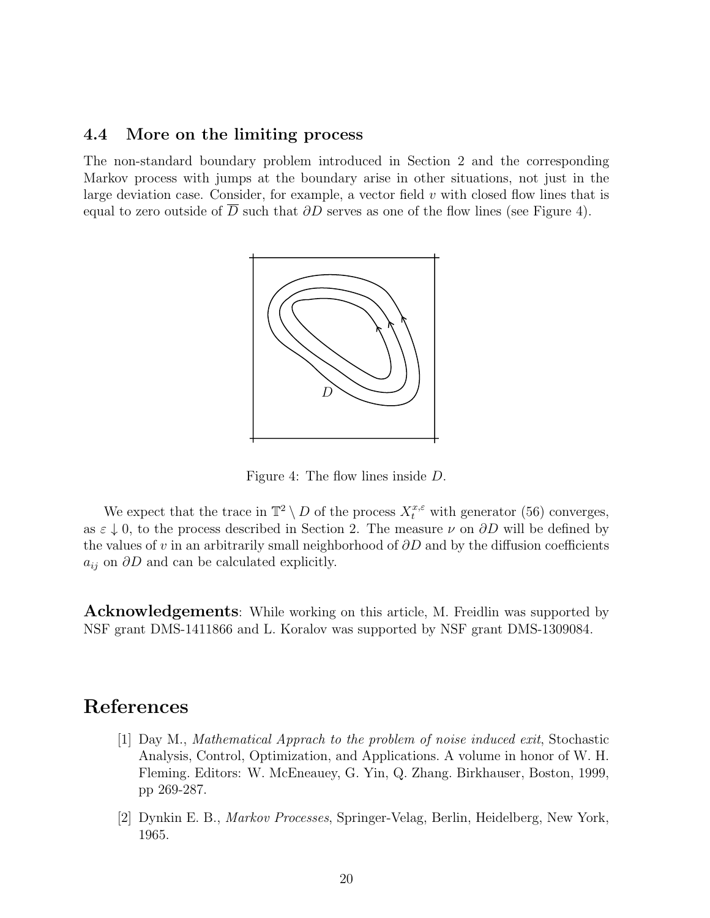### 4.4 More on the limiting process

The non-standard boundary problem introduced in Section 2 and the corresponding Markov process with jumps at the boundary arise in other situations, not just in the large deviation case. Consider, for example, a vector field $v$ with closed flow lines that is equal to zero outside of $\overline{D}$ such that $\partial D$ serves as one of the flow lines (see Figure 4).

Figure 4: The flow lines inside $D$.

We expect that the trace in $\mathbb{T}^2 \setminus D$ of the process $X_t^{x,\varepsilon}$ with generator (56) converges, as $\varepsilon \downarrow 0$, to the process described in Section 2. The measure $\nu$ on $\partial D$ will be defined by the values of $v$ in an arbitrarily small neighborhood of $\partial D$ and by the diffusion coefficients $a_{ij}$ on $\partial D$ and can be calculated explicitly.

**Acknowledgements**: While working on this article, M. Freidlin was supported by NSF grant DMS-1411866 and L. Koralov was supported by NSF grant DMS-1309084.

# References

[1] Day M., *Mathematical Apprach to the problem of noise induced exit*, Stochastic Analysis, Control, Optimization, and Applications. A volume in honor of W. H. Fleming. Editors: W. McEneauey, G. Yin, Q. Zhang. Birkhauser, Boston, 1999, pp 269-287.

[2] Dynkin E. B., *Markov Processes*, Springer-Velag, Berlin, Heidelberg, New York, 1965.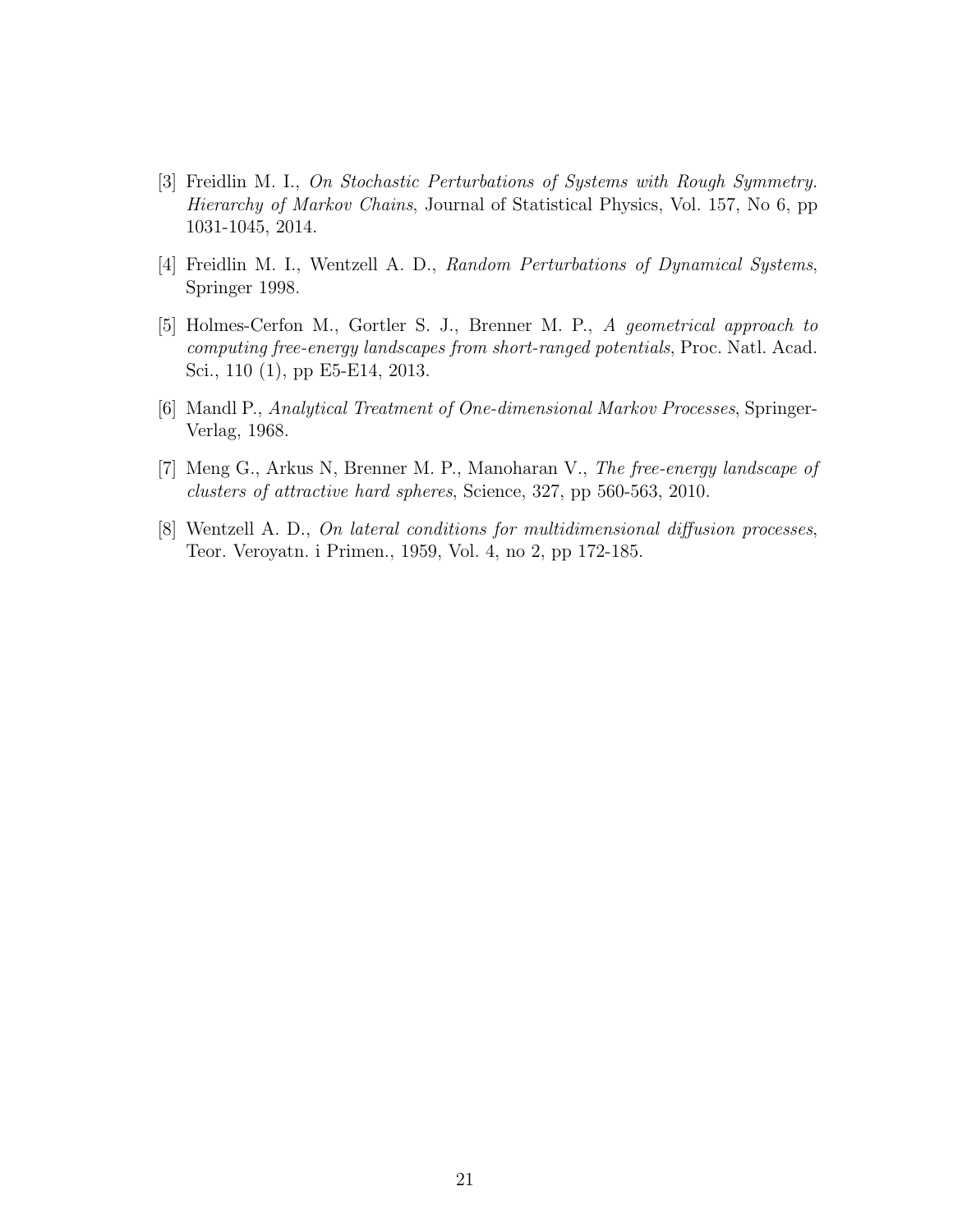[3] Freidlin M. I., *On Stochastic Perturbations of Systems with Rough Symmetry. Hierarchy of Markov Chains*, Journal of Statistical Physics, Vol. 157, No 6, pp 1031-1045, 2014.

[4] Freidlin M. I., Wentzell A. D., *Random Perturbations of Dynamical Systems*, Springer 1998.

[5] Holmes-Cerfon M., Gortler S. J., Brenner M. P., *A geometrical approach to computing free-energy landscapes from short-ranged potentials*, Proc. Natl. Acad. Sci., 110 (1), pp E5-E14, 2013.

[6] Mandl P., *Analytical Treatment of One-dimensional Markov Processes*, Springer-Verlag, 1968.

[7] Meng G., Arkus N, Brenner M. P., Manoharan V., *The free-energy landscape of clusters of attractive hard spheres*, Science, 327, pp 560-563, 2010.

[8] Wentzell A. D., *On lateral conditions for multidimensional diffusion processes*, Teor. Veroyatn. i Primen., 1959, Vol. 4, no 2, pp 172-185.